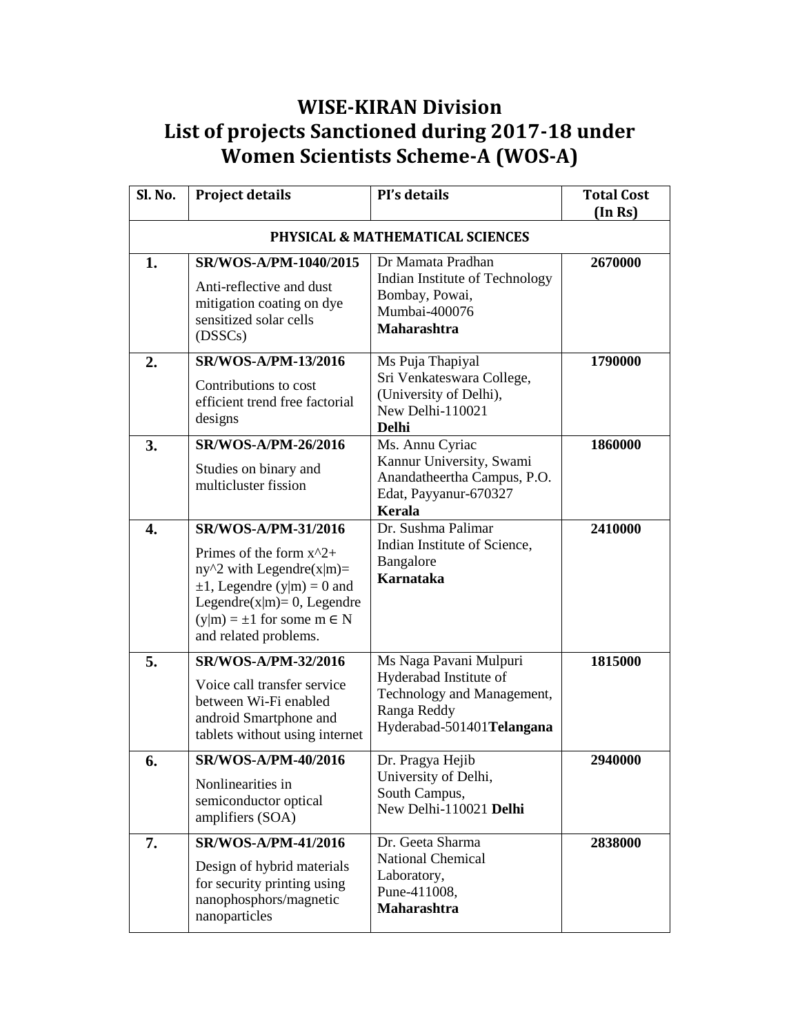# WISE-KIRAN Division
# List of projects Sanctioned during 2017-18 under Women Scientists Scheme-A (WOS-A)

| Sl. No. | Project details | PI's details | Total Cost (In Rs) |
|---|---|---|---|
| **PHYSICAL & MATHEMATICAL SCIENCES** | | | |
| **1.** | **SR/WOS-A/PM-1040/2015** Anti-reflective and dust mitigation coating on dye sensitized solar cells (DSSCs) | Dr Mamata Pradhan Indian Institute of Technology Bombay, Powai, Mumbai-400076 **Maharashtra** | **2670000** |
| **2.** | **SR/WOS-A/PM-13/2016** Contributions to cost efficient trend free factorial designs | Ms Puja Thapiyal Sri Venkateswara College, (University of Delhi), New Delhi-110021 **Delhi** | **1790000** |
| **3.** | **SR/WOS-A/PM-26/2016** Studies on binary and multicluster fission | Ms. Annu Cyriac Kannur University, Swami Anandatheertha Campus, P.O. Edat, Payyanur-670327 **Kerala** | **1860000** |
| **4.** | **SR/WOS-A/PM-31/2016** Primes of the form x^2+ ny^2 with Legendre(x\|m)= ±1, Legendre (y\|m) = 0 and Legendre(x\|m)= 0, Legendre (y\|m) = ±1 for some m ∈ N and related problems. | Dr. Sushma Palimar Indian Institute of Science, Bangalore **Karnataka** | **2410000** |
| **5.** | **SR/WOS-A/PM-32/2016** Voice call transfer service between Wi-Fi enabled android Smartphone and tablets without using internet | Ms Naga Pavani Mulpuri Hyderabad Institute of Technology and Management, Ranga Reddy Hyderabad-501401**Telangana** | **1815000** |
| **6.** | **SR/WOS-A/PM-40/2016** Nonlinearities in semiconductor optical amplifiers (SOA) | Dr. Pragya Hejib University of Delhi, South Campus, New Delhi-110021 **Delhi** | **2940000** |
| **7.** | **SR/WOS-A/PM-41/2016** Design of hybrid materials for security printing using nanophosphors/magnetic nanoparticles | Dr. Geeta Sharma National Chemical Laboratory, Pune-411008, **Maharashtra** | **2838000** |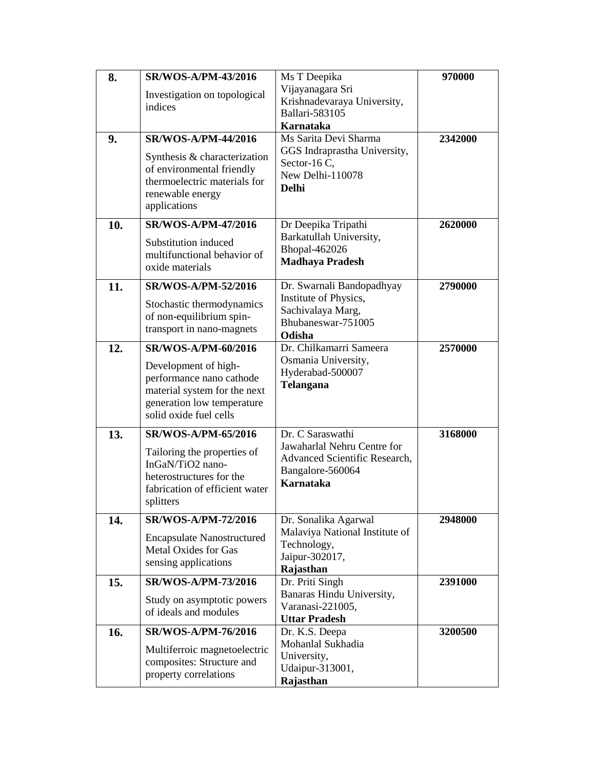| | | | |
|---|---|---|---|
| **8.** | **SR/WOS-A/PM-43/2016**<br>Investigation on topological indices | Ms T Deepika<br>Vijayanagara Sri Krishnadevaraya University,<br>Ballari-583105<br>**Karnataka** | **970000** |
| **9.** | **SR/WOS-A/PM-44/2016**<br>Synthesis & characterization of environmental friendly thermoelectric materials for renewable energy applications | Ms Sarita Devi Sharma<br>GGS Indraprastha University,<br>Sector-16 C,<br>New Delhi-110078<br>**Delhi** | **2342000** |
| **10.** | **SR/WOS-A/PM-47/2016**<br>Substitution induced multifunctional behavior of oxide materials | Dr Deepika Tripathi<br>Barkatullah University,<br>Bhopal-462026<br>**Madhaya Pradesh** | **2620000** |
| **11.** | **SR/WOS-A/PM-52/2016**<br>Stochastic thermodynamics of non-equilibrium spin-transport in nano-magnets | Dr. Swarnali Bandopadhyay<br>Institute of Physics,<br>Sachivalaya Marg,<br>Bhubaneswar-751005<br>**Odisha** | **2790000** |
| **12.** | **SR/WOS-A/PM-60/2016**<br>Development of high-performance nano cathode material system for the next generation low temperature solid oxide fuel cells | Dr. Chilkamarri Sameera<br>Osmania University,<br>Hyderabad-500007<br>**Telangana** | **2570000** |
| **13.** | **SR/WOS-A/PM-65/2016**<br>Tailoring the properties of InGaN/$TiO_2$ nano-heterostructures for the fabrication of efficient water splitters | Dr. C Saraswathi<br>Jawaharlal Nehru Centre for Advanced Scientific Research,<br>Bangalore-560064<br>**Karnataka** | **3168000** |
| **14.** | **SR/WOS-A/PM-72/2016**<br>Encapsulate Nanostructured Metal Oxides for Gas sensing applications | Dr. Sonalika Agarwal<br>Malaviya National Institute of Technology,<br>Jaipur-302017,<br>**Rajasthan** | **2948000** |
| **15.** | **SR/WOS-A/PM-73/2016**<br>Study on asymptotic powers of ideals and modules | Dr. Priti Singh<br>Banaras Hindu University,<br>Varanasi-221005,<br>**Uttar Pradesh** | **2391000** |
| **16.** | **SR/WOS-A/PM-76/2016**<br>Multiferroic magnetoelectric composites: Structure and property correlations | Dr. K.S. Deepa<br>Mohanlal Sukhadia University,<br>Udaipur-313001,<br>**Rajasthan** | **3200500** |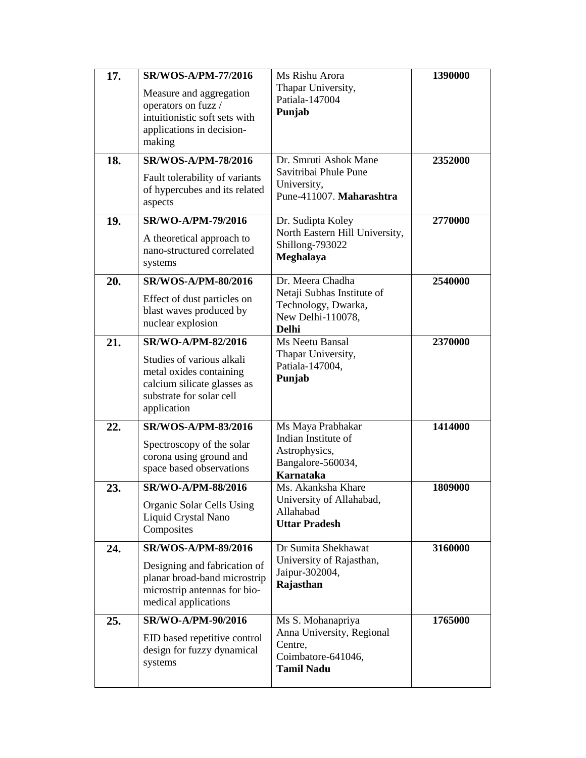| | | | |
|---|---|---|---|
| **17.** | **SR/WOS-A/PM-77/2016**<br>Measure and aggregation operators on fuzz / intuitionistic soft sets with applications in decision-making | Ms Rishu Arora<br>Thapar University,<br>Patiala-147004<br>**Punjab** | **1390000** |
| **18.** | **SR/WOS-A/PM-78/2016**<br>Fault tolerability of variants of hypercubes and its related aspects | Dr. Smruti Ashok Mane<br>Savitribai Phule Pune University,<br>Pune-411007. **Maharashtra** | **2352000** |
| **19.** | **SR/WO-A/PM-79/2016**<br>A theoretical approach to nano-structured correlated systems | Dr. Sudipta Koley<br>North Eastern Hill University,<br>Shillong-793022<br>**Meghalaya** | **2770000** |
| **20.** | **SR/WOS-A/PM-80/2016**<br>Effect of dust particles on blast waves produced by nuclear explosion | Dr. Meera Chadha<br>Netaji Subhas Institute of Technology, Dwarka,<br>New Delhi-110078,<br>**Delhi** | **2540000** |
| **21.** | **SR/WO-A/PM-82/2016**<br>Studies of various alkali metal oxides containing calcium silicate glasses as substrate for solar cell application | Ms Neetu Bansal<br>Thapar University,<br>Patiala-147004,<br>**Punjab** | **2370000** |
| **22.** | **SR/WOS-A/PM-83/2016**<br>Spectroscopy of the solar corona using ground and space based observations | Ms Maya Prabhakar<br>Indian Institute of Astrophysics,<br>Bangalore-560034,<br>**Karnataka** | **1414000** |
| **23.** | **SR/WO-A/PM-88/2016**<br>Organic Solar Cells Using Liquid Crystal Nano Composites | Ms. Akanksha Khare<br>University of Allahabad,<br>Allahabad<br>**Uttar Pradesh** | **1809000** |
| **24.** | **SR/WOS-A/PM-89/2016**<br>Designing and fabrication of planar broad-band microstrip microstrip antennas for bio-medical applications | Dr Sumita Shekhawat<br>University of Rajasthan,<br>Jaipur-302004,<br>**Rajasthan** | **3160000** |
| **25.** | **SR/WO-A/PM-90/2016**<br>EID based repetitive control design for fuzzy dynamical systems | Ms S. Mohanapriya<br>Anna University, Regional Centre,<br>Coimbatore-641046,<br>**Tamil Nadu** | **1765000** |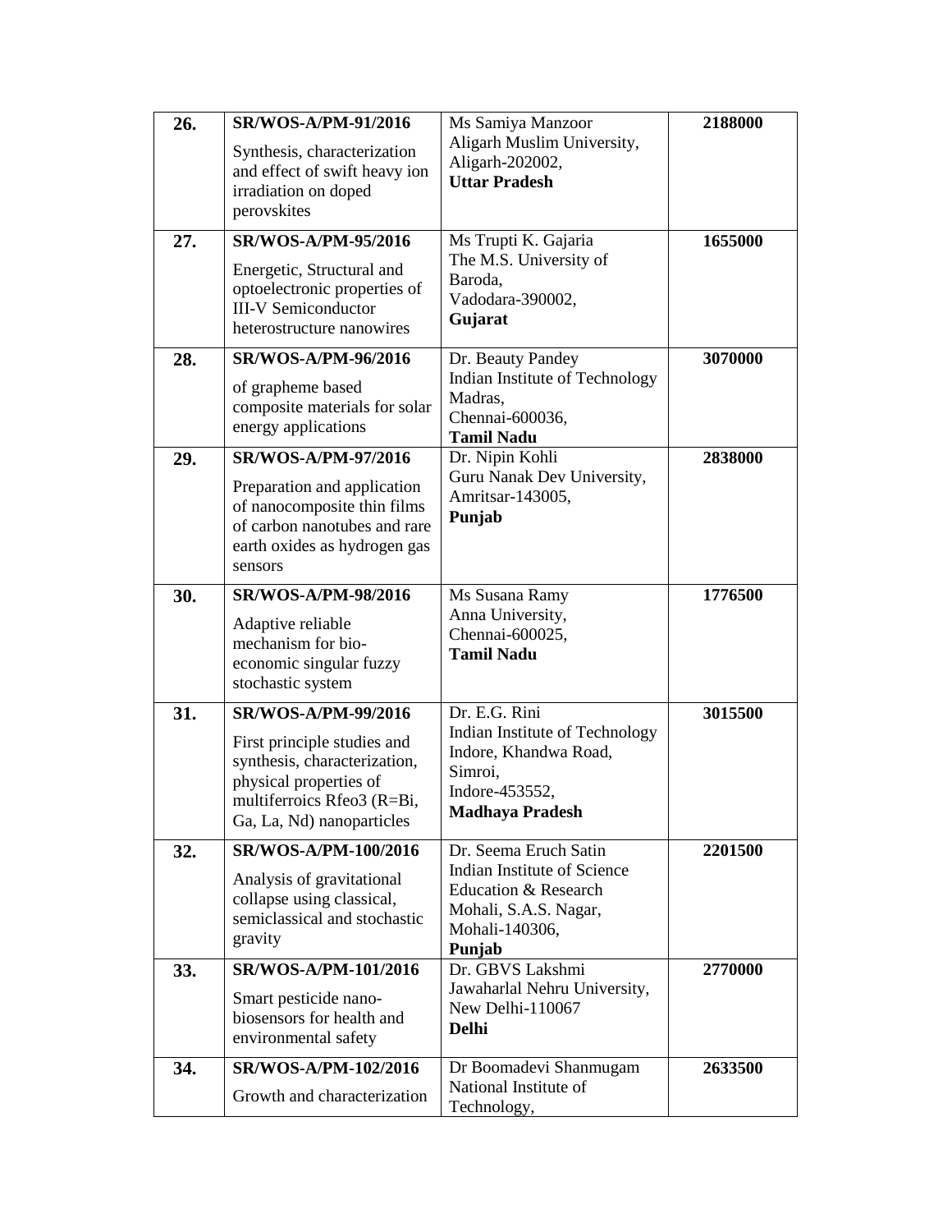| | | | |
|---|---|---|---|
| **26.** | **SR/WOS-A/PM-91/2016**<br>Synthesis, characterization and effect of swift heavy ion irradiation on doped perovskites | Ms Samiya Manzoor<br>Aligarh Muslim University,<br>Aligarh-202002,<br>**Uttar Pradesh** | **2188000** |
| **27.** | **SR/WOS-A/PM-95/2016**<br>Energetic, Structural and optoelectronic properties of III-V Semiconductor heterostructure nanowires | Ms Trupti K. Gajaria<br>The M.S. University of Baroda,<br>Vadodara-390002,<br>**Gujarat** | **1655000** |
| **28.** | **SR/WOS-A/PM-96/2016**<br>of grapheme based composite materials for solar energy applications | Dr. Beauty Pandey<br>Indian Institute of Technology Madras,<br>Chennai-600036,<br>**Tamil Nadu** | **3070000** |
| **29.** | **SR/WOS-A/PM-97/2016**<br>Preparation and application of nanocomposite thin films of carbon nanotubes and rare earth oxides as hydrogen gas sensors | Dr. Nipin Kohli<br>Guru Nanak Dev University,<br>Amritsar-143005,<br>**Punjab** | **2838000** |
| **30.** | **SR/WOS-A/PM-98/2016**<br>Adaptive reliable mechanism for bio-economic singular fuzzy stochastic system | Ms Susana Ramy<br>Anna University,<br>Chennai-600025,<br>**Tamil Nadu** | **1776500** |
| **31.** | **SR/WOS-A/PM-99/2016**<br>First principle studies and synthesis, characterization, physical properties of multiferroics Rfeo3 (R=Bi, Ga, La, Nd) nanoparticles | Dr. E.G. Rini<br>Indian Institute of Technology Indore, Khandwa Road,<br>Simroi,<br>Indore-453552,<br>**Madhaya Pradesh** | **3015500** |
| **32.** | **SR/WOS-A/PM-100/2016**<br>Analysis of gravitational collapse using classical, semiclassical and stochastic gravity | Dr. Seema Eruch Satin<br>Indian Institute of Science Education & Research<br>Mohali, S.A.S. Nagar,<br>Mohali-140306,<br>**Punjab** | **2201500** |
| **33.** | **SR/WOS-A/PM-101/2016**<br>Smart pesticide nano-biosensors for health and environmental safety | Dr. GBVS Lakshmi<br>Jawaharlal Nehru University,<br>New Delhi-110067<br>**Delhi** | **2770000** |
| **34.** | **SR/WOS-A/PM-102/2016**<br>Growth and characterization | Dr Boomadevi Shanmugam<br>National Institute of Technology, | **2633500** |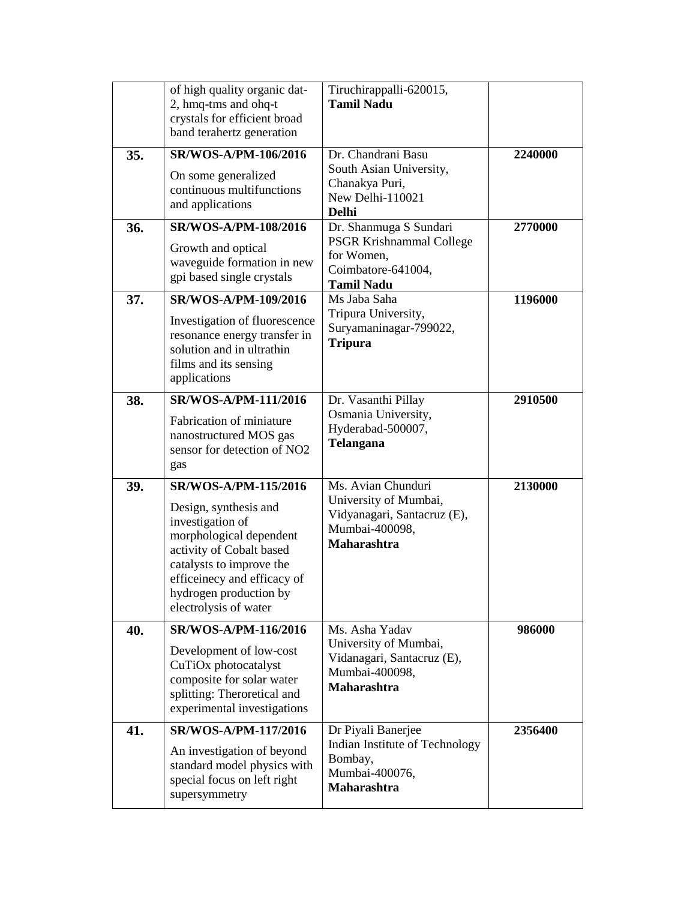| | | | |
|---|---|---|---|
| | of high quality organic dat-2, hmq-tms and ohq-t crystals for efficient broad band terahertz generation | Tiruchirappalli-620015, **Tamil Nadu** | |
| **35.** | **SR/WOS-A/PM-106/2016** On some generalized continuous multifunctions and applications | Dr. Chandrani Basu South Asian University, Chanakya Puri, New Delhi-110021 **Delhi** | **2240000** |
| **36.** | **SR/WOS-A/PM-108/2016** Growth and optical waveguide formation in new gpi based single crystals | Dr. Shanmuga S Sundari PSGR Krishnammal College for Women, Coimbatore-641004, **Tamil Nadu** | **2770000** |
| **37.** | **SR/WOS-A/PM-109/2016** Investigation of fluorescence resonance energy transfer in solution and in ultrathin films and its sensing applications | Ms Jaba Saha Tripura University, Suryamaninagar-799022, **Tripura** | **1196000** |
| **38.** | **SR/WOS-A/PM-111/2016** Fabrication of miniature nanostructured MOS gas sensor for detection of NO2 gas | Dr. Vasanthi Pillay Osmania University, Hyderabad-500007, **Telangana** | **2910500** |
| **39.** | **SR/WOS-A/PM-115/2016** Design, synthesis and investigation of morphological dependent activity of Cobalt based catalysts to improve the efficeinecy and efficacy of hydrogen production by electrolysis of water | Ms. Avian Chunduri University of Mumbai, Vidyanagari, Santacruz (E), Mumbai-400098, **Maharashtra** | **2130000** |
| **40.** | **SR/WOS-A/PM-116/2016** Development of low-cost CuTiOx photocatalyst composite for solar water splitting: Theroretical and experimental investigations | Ms. Asha Yadav University of Mumbai, Vidanagari, Santacruz (E), Mumbai-400098, **Maharashtra** | **986000** |
| **41.** | **SR/WOS-A/PM-117/2016** An investigation of beyond standard model physics with special focus on left right supersymmetry | Dr Piyali Banerjee Indian Institute of Technology Bombay, Mumbai-400076, **Maharashtra** | **2356400** |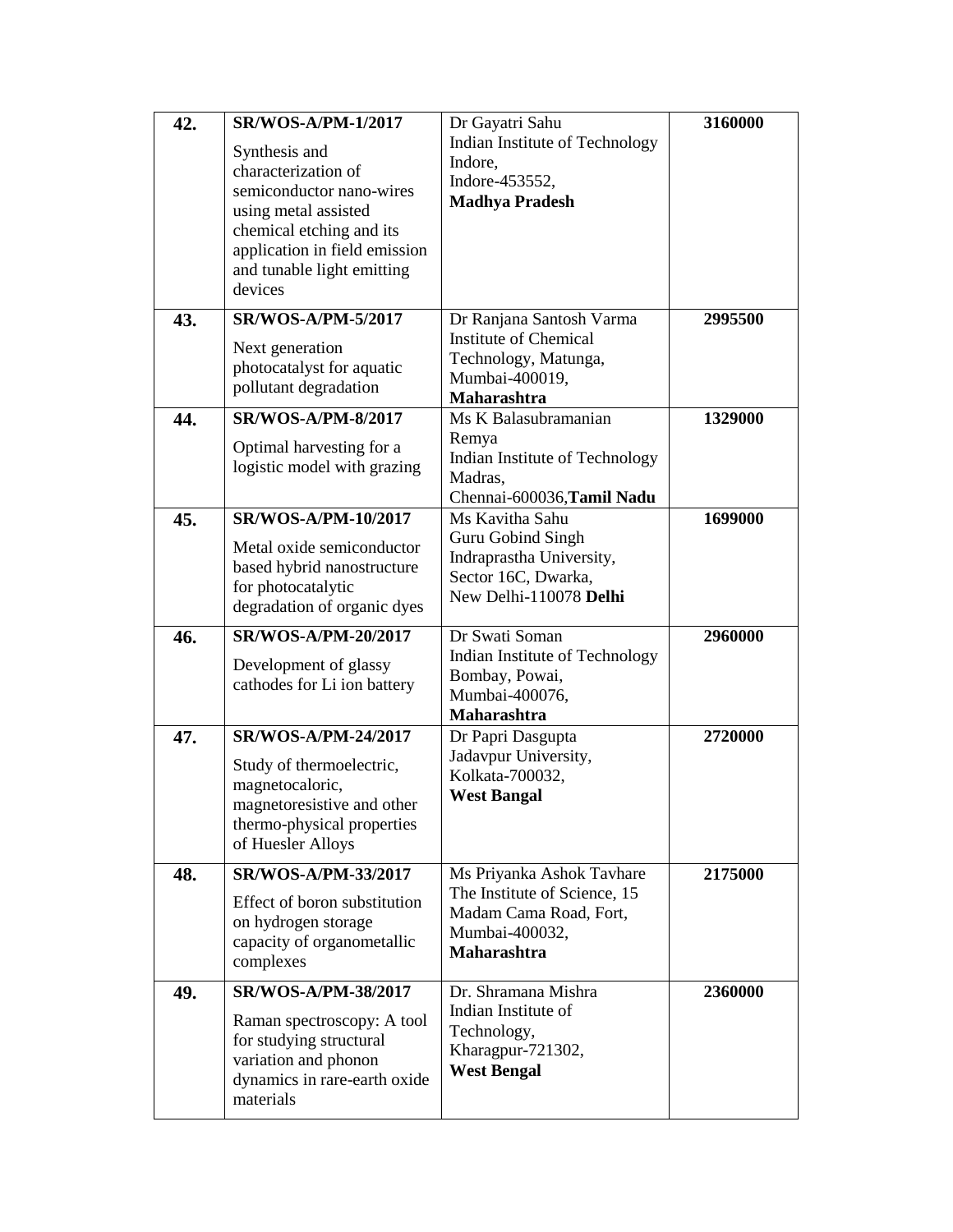| **42.** | **SR/WOS-A/PM-1/2017**<br>Synthesis and characterization of semiconductor nano-wires using metal assisted chemical etching and its application in field emission and tunable light emitting devices | Dr Gayatri Sahu<br>Indian Institute of Technology Indore,<br>Indore-453552,<br>**Madhya Pradesh** | **3160000** |
|---|---|---|---|
| **43.** | **SR/WOS-A/PM-5/2017**<br>Next generation photocatalyst for aquatic pollutant degradation | Dr Ranjana Santosh Varma<br>Institute of Chemical Technology, Matunga,<br>Mumbai-400019,<br>**Maharashtra** | **2995500** |
| **44.** | **SR/WOS-A/PM-8/2017**<br>Optimal harvesting for a logistic model with grazing | Ms K Balasubramanian Remya<br>Indian Institute of Technology Madras,<br>Chennai-600036,**Tamil Nadu** | **1329000** |
| **45.** | **SR/WOS-A/PM-10/2017**<br>Metal oxide semiconductor based hybrid nanostructure for photocatalytic degradation of organic dyes | Ms Kavitha Sahu<br>Guru Gobind Singh Indraprastha University,<br>Sector 16C, Dwarka,<br>New Delhi-110078 **Delhi** | **1699000** |
| **46.** | **SR/WOS-A/PM-20/2017**<br>Development of glassy cathodes for Li ion battery | Dr Swati Soman<br>Indian Institute of Technology Bombay, Powai,<br>Mumbai-400076,<br>**Maharashtra** | **2960000** |
| **47.** | **SR/WOS-A/PM-24/2017**<br>Study of thermoelectric, magnetocaloric, magnetoresistive and other thermo-physical properties of Huesler Alloys | Dr Papri Dasgupta<br>Jadavpur University,<br>Kolkata-700032,<br>**West Bangal** | **2720000** |
| **48.** | **SR/WOS-A/PM-33/2017**<br>Effect of boron substitution on hydrogen storage capacity of organometallic complexes | Ms Priyanka Ashok Tavhare<br>The Institute of Science, 15 Madam Cama Road, Fort,<br>Mumbai-400032,<br>**Maharashtra** | **2175000** |
| **49.** | **SR/WOS-A/PM-38/2017**<br>Raman spectroscopy: A tool for studying structural variation and phonon dynamics in rare-earth oxide materials | Dr. Shramana Mishra<br>Indian Institute of Technology,<br>Kharagpur-721302,<br>**West Bengal** | **2360000** |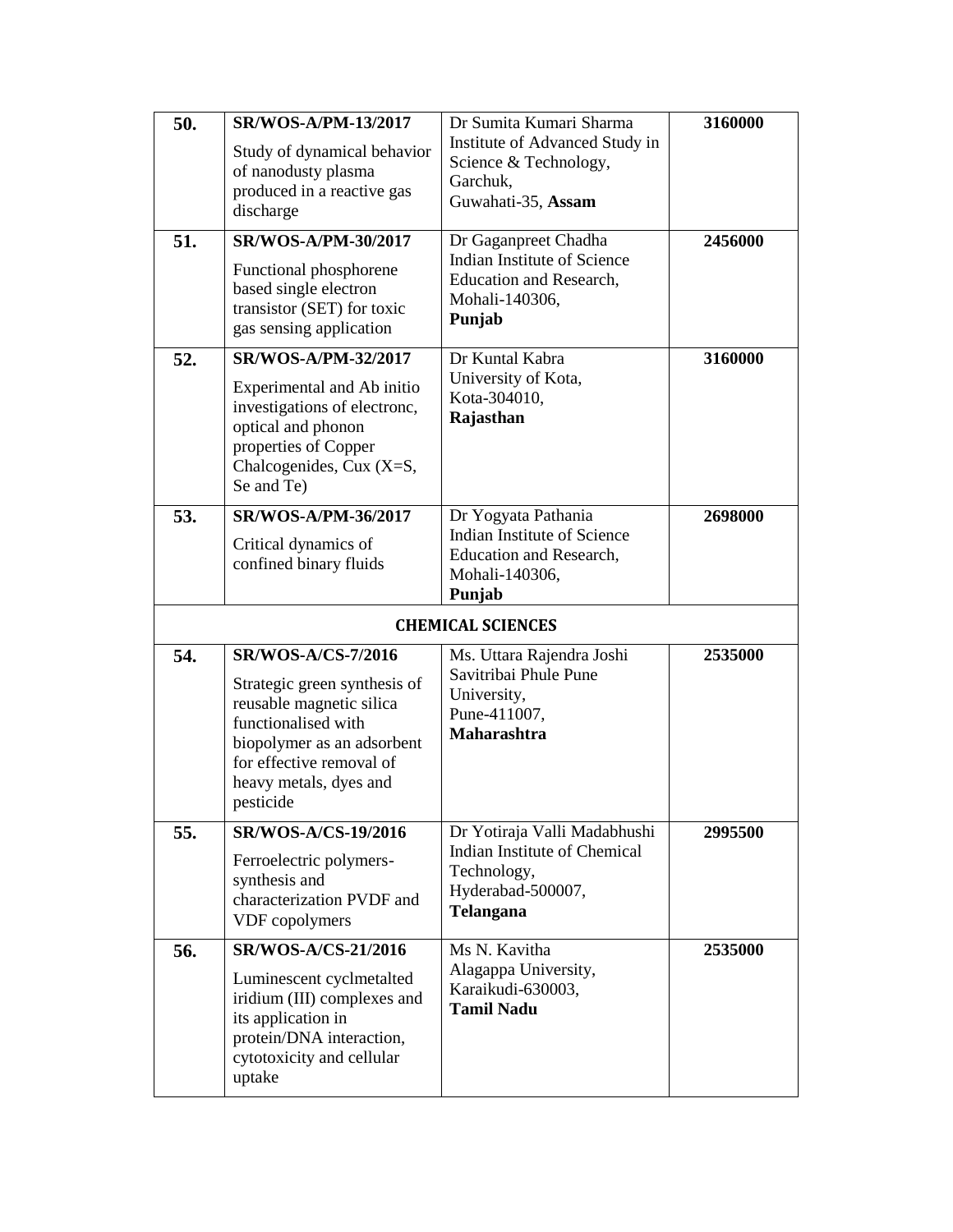| | | | |
|---|---|---|---|
| **50.** | **SR/WOS-A/PM-13/2017** Study of dynamical behavior of nanodusty plasma produced in a reactive gas discharge | Dr Sumita Kumari Sharma Institute of Advanced Study in Science & Technology, Garchuk, Guwahati-35, **Assam** | **3160000** |
| **51.** | **SR/WOS-A/PM-30/2017** Functional phosphorene based single electron transistor (SET) for toxic gas sensing application | Dr Gaganpreet Chadha Indian Institute of Science Education and Research, Mohali-140306, **Punjab** | **2456000** |
| **52.** | **SR/WOS-A/PM-32/2017** Experimental and Ab initio investigations of electronc, optical and phonon properties of Copper Chalcogenides, Cux (X=S, Se and Te) | Dr Kuntal Kabra University of Kota, Kota-304010, **Rajasthan** | **3160000** |
| **53.** | **SR/WOS-A/PM-36/2017** Critical dynamics of confined binary fluids | Dr Yogyata Pathania Indian Institute of Science Education and Research, Mohali-140306, **Punjab** | **2698000** |
| | **CHEMICAL SCIENCES** | | |
| **54.** | **SR/WOS-A/CS-7/2016** Strategic green synthesis of reusable magnetic silica functionalised with biopolymer as an adsorbent for effective removal of heavy metals, dyes and pesticide | Ms. Uttara Rajendra Joshi Savitribai Phule Pune University, Pune-411007, **Maharashtra** | **2535000** |
| **55.** | **SR/WOS-A/CS-19/2016** Ferroelectric polymers-synthesis and characterization PVDF and VDF copolymers | Dr Yotiraja Valli Madabhushi Indian Institute of Chemical Technology, Hyderabad-500007, **Telangana** | **2995500** |
| **56.** | **SR/WOS-A/CS-21/2016** Luminescent cyclmetalted iridium (III) complexes and its application in protein/DNA interaction, cytotoxicity and cellular uptake | Ms N. Kavitha Alagappa University, Karaikudi-630003, **Tamil Nadu** | **2535000** |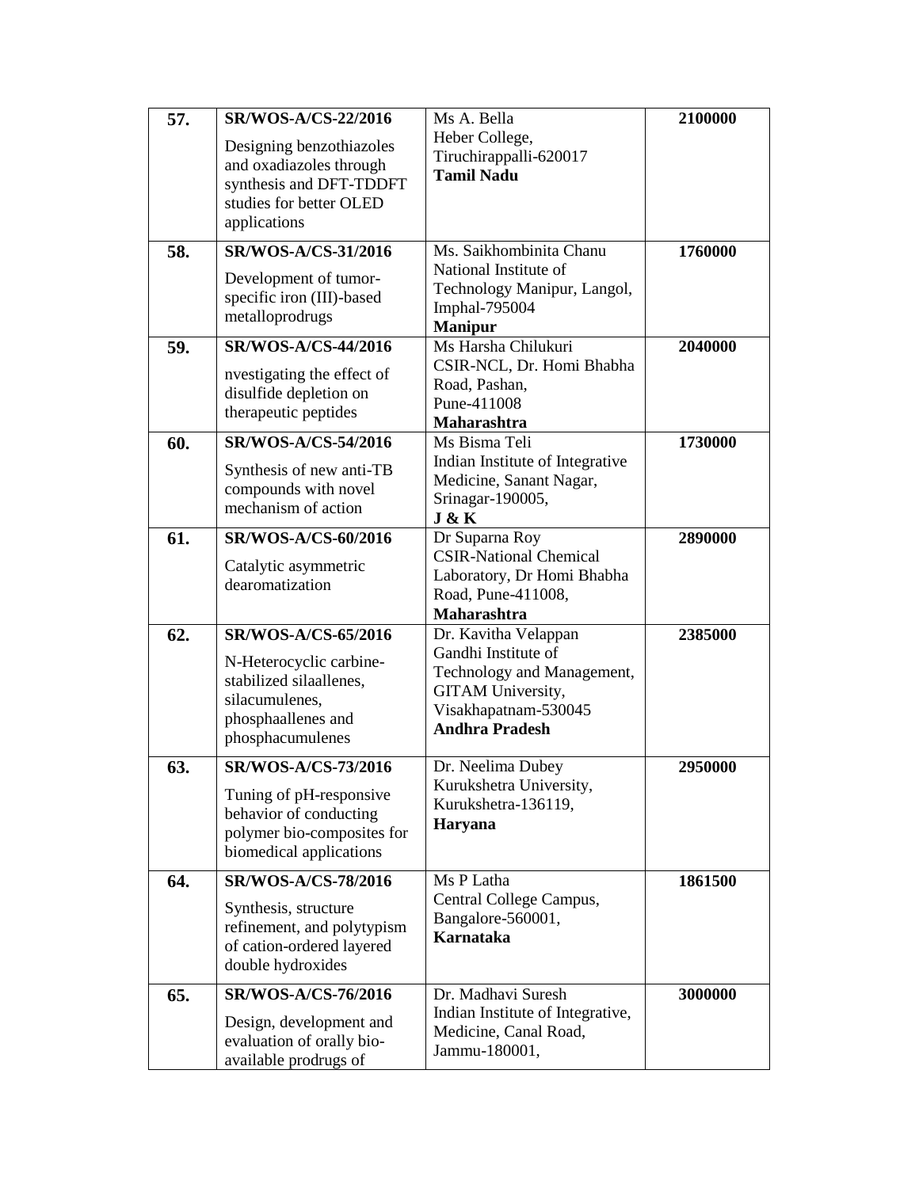| | | | |
|---|---|---|---|
| **57.** | **SR/WOS-A/CS-22/2016**<br>Designing benzothiazoles and oxadiazoles through synthesis and DFT-TDDFT studies for better OLED applications | Ms A. Bella<br>Heber College,<br>Tiruchirappalli-620017<br>**Tamil Nadu** | **2100000** |
| **58.** | **SR/WOS-A/CS-31/2016**<br>Development of tumor-specific iron (III)-based metalloprodrugs | Ms. Saikhombinita Chanu<br>National Institute of Technology Manipur, Langol, Imphal-795004<br>**Manipur** | **1760000** |
| **59.** | **SR/WOS-A/CS-44/2016**<br>nvestigating the effect of disulfide depletion on therapeutic peptides | Ms Harsha Chilukuri<br>CSIR-NCL, Dr. Homi Bhabha Road, Pashan,<br>Pune-411008<br>**Maharashtra** | **2040000** |
| **60.** | **SR/WOS-A/CS-54/2016**<br>Synthesis of new anti-TB compounds with novel mechanism of action | Ms Bisma Teli<br>Indian Institute of Integrative Medicine, Sanant Nagar, Srinagar-190005,<br>**J & K** | **1730000** |
| **61.** | **SR/WOS-A/CS-60/2016**<br>Catalytic asymmetric dearomatization | Dr Suparna Roy<br>CSIR-National Chemical Laboratory, Dr Homi Bhabha Road, Pune-411008,<br>**Maharashtra** | **2890000** |
| **62.** | **SR/WOS-A/CS-65/2016**<br>N-Heterocyclic carbine-stabilized silaallenes, silacumulenes, phosphaallenes and phosphacumulenes | Dr. Kavitha Velappan<br>Gandhi Institute of Technology and Management, GITAM University,<br>Visakhapatnam-530045<br>**Andhra Pradesh** | **2385000** |
| **63.** | **SR/WOS-A/CS-73/2016**<br>Tuning of pH-responsive behavior of conducting polymer bio-composites for biomedical applications | Dr. Neelima Dubey<br>Kurukshetra University,<br>Kurukshetra-136119,<br>**Haryana** | **2950000** |
| **64.** | **SR/WOS-A/CS-78/2016**<br>Synthesis, structure refinement, and polytypism of cation-ordered layered double hydroxides | Ms P Latha<br>Central College Campus,<br>Bangalore-560001,<br>**Karnataka** | **1861500** |
| **65.** | **SR/WOS-A/CS-76/2016**<br>Design, development and evaluation of orally bio-available prodrugs of | Dr. Madhavi Suresh<br>Indian Institute of Integrative, Medicine, Canal Road,<br>Jammu-180001, | **3000000** |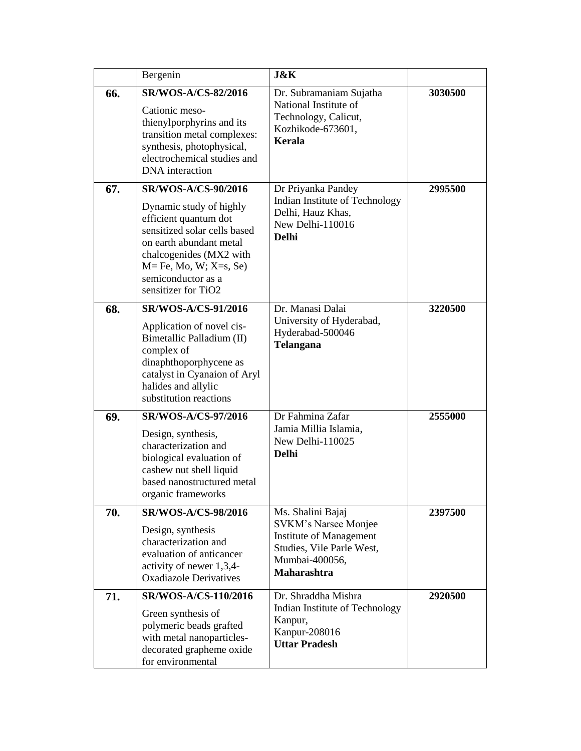|  | Bergenin | **J&K** |  |
|---|---|---|---|
| **66.** | **SR/WOS-A/CS-82/2016** Cationic meso-thienylporphyrins and its transition metal complexes: synthesis, photophysical, electrochemical studies and DNA interaction | Dr. Subramaniam Sujatha National Institute of Technology, Calicut, Kozhikode-673601, **Kerala** | **3030500** |
| **67.** | **SR/WOS-A/CS-90/2016** Dynamic study of highly efficient quantum dot sensitized solar cells based on earth abundant metal chalcogenides ($MX_2$ with M= Fe, Mo, W; X=s, Se) semiconductor as a sensitizer for $TiO_2$ | Dr Priyanka Pandey Indian Institute of Technology Delhi, Hauz Khas, New Delhi-110016 **Delhi** | **2995500** |
| **68.** | **SR/WOS-A/CS-91/2016** Application of novel cis-Bimetallic Palladium (II) complex of dinaphthoporphycene as catalyst in Cyanaion of Aryl halides and allylic substitution reactions | Dr. Manasi Dalai University of Hyderabad, Hyderabad-500046 **Telangana** | **3220500** |
| **69.** | **SR/WOS-A/CS-97/2016** Design, synthesis, characterization and biological evaluation of cashew nut shell liquid based nanostructured metal organic frameworks | Dr Fahmina Zafar Jamia Millia Islamia, New Delhi-110025 **Delhi** | **2555000** |
| **70.** | **SR/WOS-A/CS-98/2016** Design, synthesis characterization and evaluation of anticancer activity of newer 1,3,4-Oxadiazole Derivatives | Ms. Shalini Bajaj SVKM's Narsee Monjee Institute of Management Studies, Vile Parle West, Mumbai-400056, **Maharashtra** | **2397500** |
| **71.** | **SR/WOS-A/CS-110/2016** Green synthesis of polymeric beads grafted with metal nanoparticles-decorated grapheme oxide for environmental | Dr. Shraddha Mishra Indian Institute of Technology Kanpur, Kanpur-208016 **Uttar Pradesh** | **2920500** |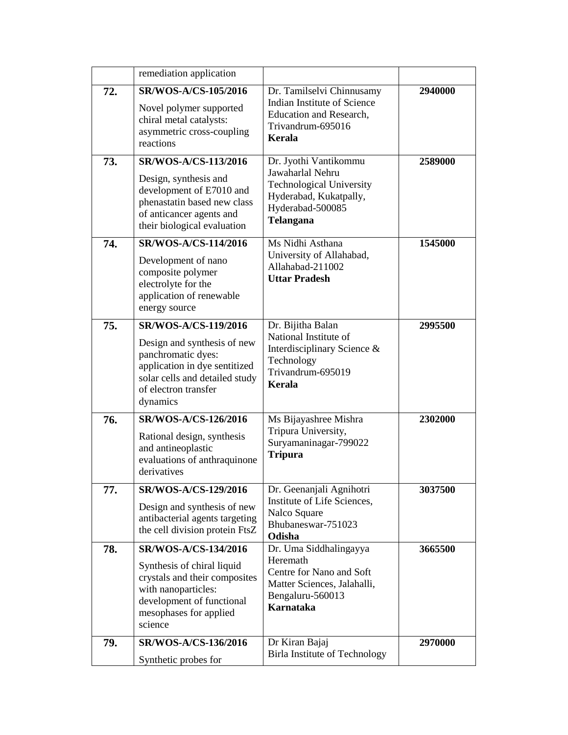|  | remediation application |  |  |
|---|---|---|---|
| **72.** | **SR/WOS-A/CS-105/2016**<br>Novel polymer supported chiral metal catalysts: asymmetric cross-coupling reactions | Dr. Tamilselvi Chinnusamy<br>Indian Institute of Science Education and Research, Trivandrum-695016<br>**Kerala** | **2940000** |
| **73.** | **SR/WOS-A/CS-113/2016**<br>Design, synthesis and development of E7010 and phenastatin based new class of anticancer agents and their biological evaluation | Dr. Jyothi Vantikommu<br>Jawaharlal Nehru Technological University Hyderabad, Kukatpally, Hyderabad-500085<br>**Telangana** | **2589000** |
| **74.** | **SR/WOS-A/CS-114/2016**<br>Development of nano composite polymer electrolyte for the application of renewable energy source | Ms Nidhi Asthana<br>University of Allahabad, Allahabad-211002<br>**Uttar Pradesh** | **1545000** |
| **75.** | **SR/WOS-A/CS-119/2016**<br>Design and synthesis of new panchromatic dyes: application in dye sentitized solar cells and detailed study of electron transfer dynamics | Dr. Bijitha Balan<br>National Institute of Interdisciplinary Science & Technology<br>Trivandrum-695019<br>**Kerala** | **2995500** |
| **76.** | **SR/WOS-A/CS-126/2016**<br>Rational design, synthesis and antineoplastic evaluations of anthraquinone derivatives | Ms Bijayashree Mishra<br>Tripura University, Suryamaninagar-799022<br>**Tripura** | **2302000** |
| **77.** | **SR/WOS-A/CS-129/2016**<br>Design and synthesis of new antibacterial agents targeting the cell division protein FtsZ | Dr. Geenanjali Agnihotri<br>Institute of Life Sciences, Nalco Square<br>Bhubaneswar-751023<br>**Odisha** | **3037500** |
| **78.** | **SR/WOS-A/CS-134/2016**<br>Synthesis of chiral liquid crystals and their composites with nanoparticles: development of functional mesophases for applied science | Dr. Uma Siddhalingayya Heremath<br>Centre for Nano and Soft Matter Sciences, Jalahalli, Bengaluru-560013<br>**Karnataka** | **3665500** |
| **79.** | **SR/WOS-A/CS-136/2016**<br>Synthetic probes for | Dr Kiran Bajaj<br>Birla Institute of Technology | **2970000** |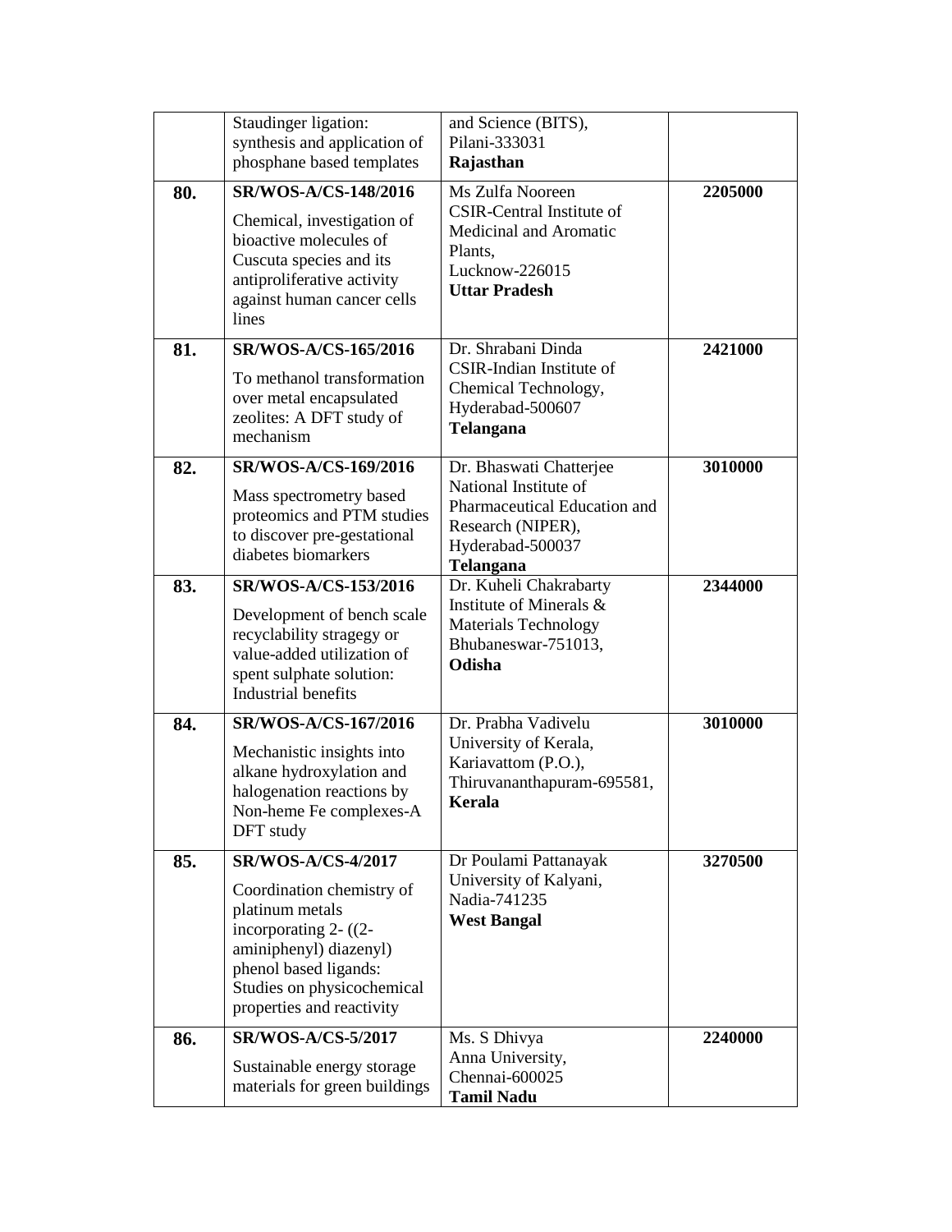|  | Staudinger ligation: synthesis and application of phosphane based templates | and Science (BITS), Pilani-333031 **Rajasthan** |  |
|---|---|---|---|
| **80.** | **SR/WOS-A/CS-148/2016** Chemical, investigation of bioactive molecules of Cuscuta species and its antiproliferative activity against human cancer cells lines | Ms Zulfa Nooreen CSIR-Central Institute of Medicinal and Aromatic Plants, Lucknow-226015 **Uttar Pradesh** | **2205000** |
| **81.** | **SR/WOS-A/CS-165/2016** To methanol transformation over metal encapsulated zeolites: A DFT study of mechanism | Dr. Shrabani Dinda CSIR-Indian Institute of Chemical Technology, Hyderabad-500607 **Telangana** | **2421000** |
| **82.** | **SR/WOS-A/CS-169/2016** Mass spectrometry based proteomics and PTM studies to discover pre-gestational diabetes biomarkers | Dr. Bhaswati Chatterjee National Institute of Pharmaceutical Education and Research (NIPER), Hyderabad-500037 **Telangana** | **3010000** |
| **83.** | **SR/WOS-A/CS-153/2016** Development of bench scale recyclability stragegy or value-added utilization of spent sulphate solution: Industrial benefits | Dr. Kuheli Chakrabarty Institute of Minerals & Materials Technology Bhubaneswar-751013, **Odisha** | **2344000** |
| **84.** | **SR/WOS-A/CS-167/2016** Mechanistic insights into alkane hydroxylation and halogenation reactions by Non-heme Fe complexes-A DFT study | Dr. Prabha Vadivelu University of Kerala, Kariavattom (P.O.), Thiruvananthapuram-695581, **Kerala** | **3010000** |
| **85.** | **SR/WOS-A/CS-4/2017** Coordination chemistry of platinum metals incorporating 2- ((2-aminiphenyl) diazenyl) phenol based ligands: Studies on physicochemical properties and reactivity | Dr Poulami Pattanayak University of Kalyani, Nadia-741235 **West Bangal** | **3270500** |
| **86.** | **SR/WOS-A/CS-5/2017** Sustainable energy storage materials for green buildings | Ms. S Dhivya Anna University, Chennai-600025 **Tamil Nadu** | **2240000** |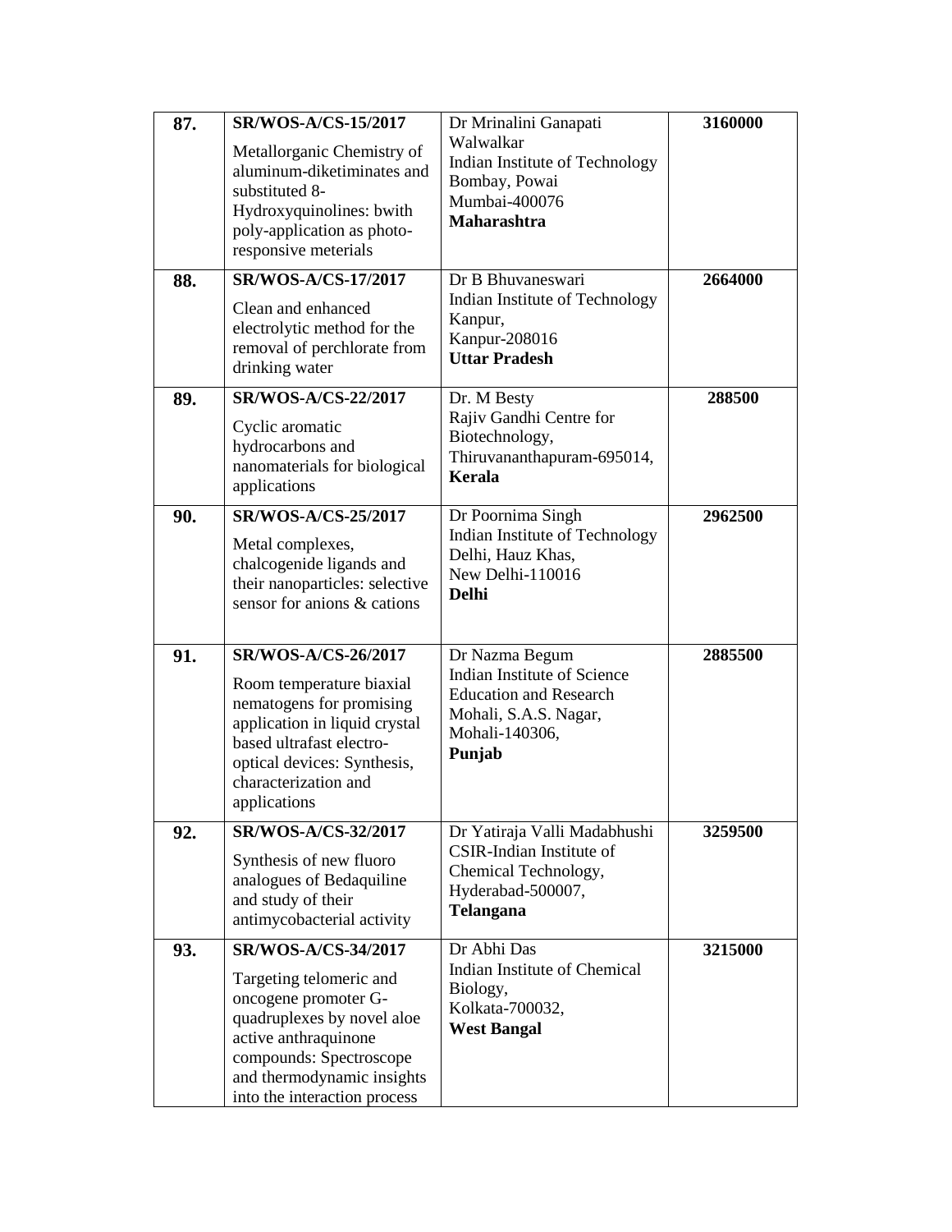| | | | |
|---|---|---|---|
| **87.** | **SR/WOS-A/CS-15/2017**<br>Metallorganic Chemistry of aluminum-diketiminates and substituted 8-Hydroxyquinolines: bwith poly-application as photo-responsive meterials | Dr Mrinalini Ganapati Walwalkar<br>Indian Institute of Technology Bombay, Powai<br>Mumbai-400076<br>**Maharashtra** | **3160000** |
| **88.** | **SR/WOS-A/CS-17/2017**<br>Clean and enhanced electrolytic method for the removal of perchlorate from drinking water | Dr B Bhuvaneswari<br>Indian Institute of Technology Kanpur,<br>Kanpur-208016<br>**Uttar Pradesh** | **2664000** |
| **89.** | **SR/WOS-A/CS-22/2017**<br>Cyclic aromatic hydrocarbons and nanomaterials for biological applications | Dr. M Besty<br>Rajiv Gandhi Centre for Biotechnology,<br>Thiruvananthapuram-695014,<br>**Kerala** | **288500** |
| **90.** | **SR/WOS-A/CS-25/2017**<br>Metal complexes, chalcogenide ligands and their nanoparticles: selective sensor for anions & cations | Dr Poornima Singh<br>Indian Institute of Technology Delhi, Hauz Khas,<br>New Delhi-110016<br>**Delhi** | **2962500** |
| **91.** | **SR/WOS-A/CS-26/2017**<br>Room temperature biaxial nematogens for promising application in liquid crystal based ultrafast electro-optical devices: Synthesis, characterization and applications | Dr Nazma Begum<br>Indian Institute of Science Education and Research Mohali, S.A.S. Nagar,<br>Mohali-140306,<br>**Punjab** | **2885500** |
| **92.** | **SR/WOS-A/CS-32/2017**<br>Synthesis of new fluoro analogues of Bedaquiline and study of their antimycobacterial activity | Dr Yatiraja Valli Madabhushi<br>CSIR-Indian Institute of Chemical Technology,<br>Hyderabad-500007,<br>**Telangana** | **3259500** |
| **93.** | **SR/WOS-A/CS-34/2017**<br>Targeting telomeric and oncogene promoter G-quadruplexes by novel aloe active anthraquinone compounds: Spectroscope and thermodynamic insights into the interaction process | Dr Abhi Das<br>Indian Institute of Chemical Biology,<br>Kolkata-700032,<br>**West Bangal** | **3215000** |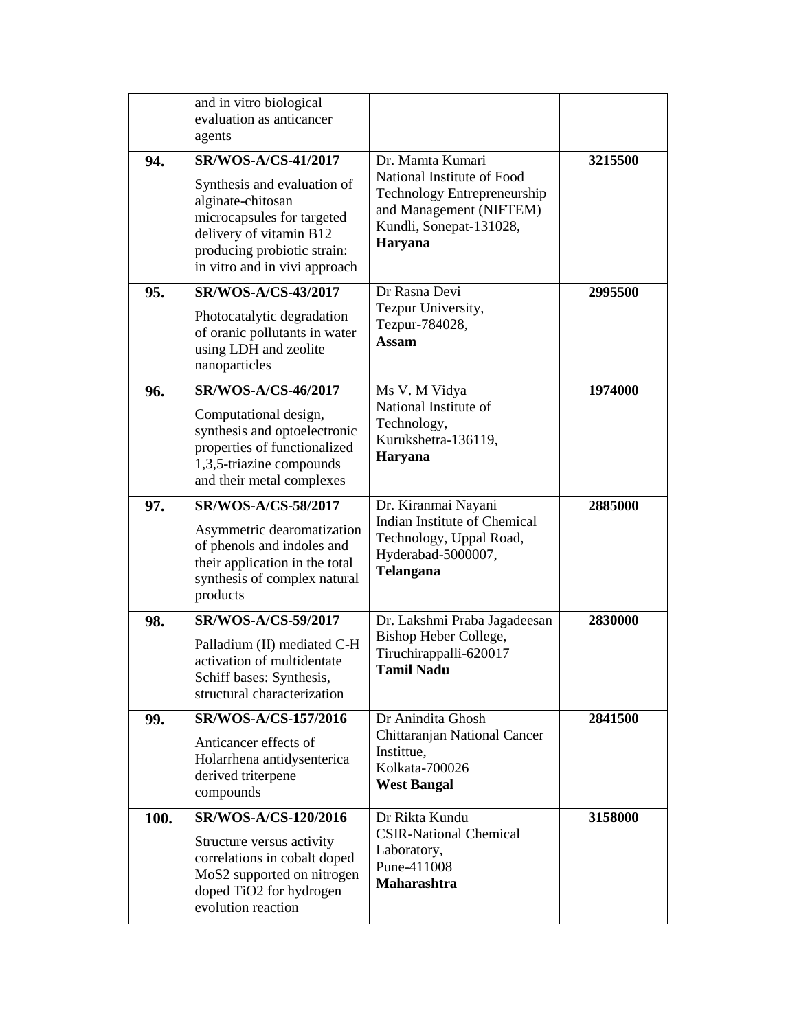| | and in vitro biological evaluation as anticancer agents | | |
|---|---|---|---|
| **94.** | **SR/WOS-A/CS-41/2017**<br>Synthesis and evaluation of alginate-chitosan microcapsules for targeted delivery of vitamin B12 producing probiotic strain: in vitro and in vivi approach | Dr. Mamta Kumari<br>National Institute of Food Technology Entrepreneurship and Management (NIFTEM)<br>Kundli, Sonepat-131028,<br>**Haryana** | **3215500** |
| **95.** | **SR/WOS-A/CS-43/2017**<br>Photocatalytic degradation of oranic pollutants in water using LDH and zeolite nanoparticles | Dr Rasna Devi<br>Tezpur University,<br>Tezpur-784028,<br>**Assam** | **2995500** |
| **96.** | **SR/WOS-A/CS-46/2017**<br>Computational design, synthesis and optoelectronic properties of functionalized 1,3,5-triazine compounds and their metal complexes | Ms V. M Vidya<br>National Institute of Technology,<br>Kurukshetra-136119,<br>**Haryana** | **1974000** |
| **97.** | **SR/WOS-A/CS-58/2017**<br>Asymmetric dearomatization of phenols and indoles and their application in the total synthesis of complex natural products | Dr. Kiranmai Nayani<br>Indian Institute of Chemical Technology, Uppal Road,<br>Hyderabad-5000007,<br>**Telangana** | **2885000** |
| **98.** | **SR/WOS-A/CS-59/2017**<br>Palladium (II) mediated C-H activation of multidentate Schiff bases: Synthesis, structural characterization | Dr. Lakshmi Praba Jagadeesan<br>Bishop Heber College,<br>Tiruchirappalli-620017<br>**Tamil Nadu** | **2830000** |
| **99.** | **SR/WOS-A/CS-157/2016**<br>Anticancer effects of Holarrhena antidysenterica derived triterpene compounds | Dr Anindita Ghosh<br>Chittaranjan National Cancer Instittue,<br>Kolkata-700026<br>**West Bangal** | **2841500** |
| **100.** | **SR/WOS-A/CS-120/2016**<br>Structure versus activity correlations in cobalt doped MoS2 supported on nitrogen doped TiO2 for hydrogen evolution reaction | Dr Rikta Kundu<br>CSIR-National Chemical Laboratory,<br>Pune-411008<br>**Maharashtra** | **3158000** |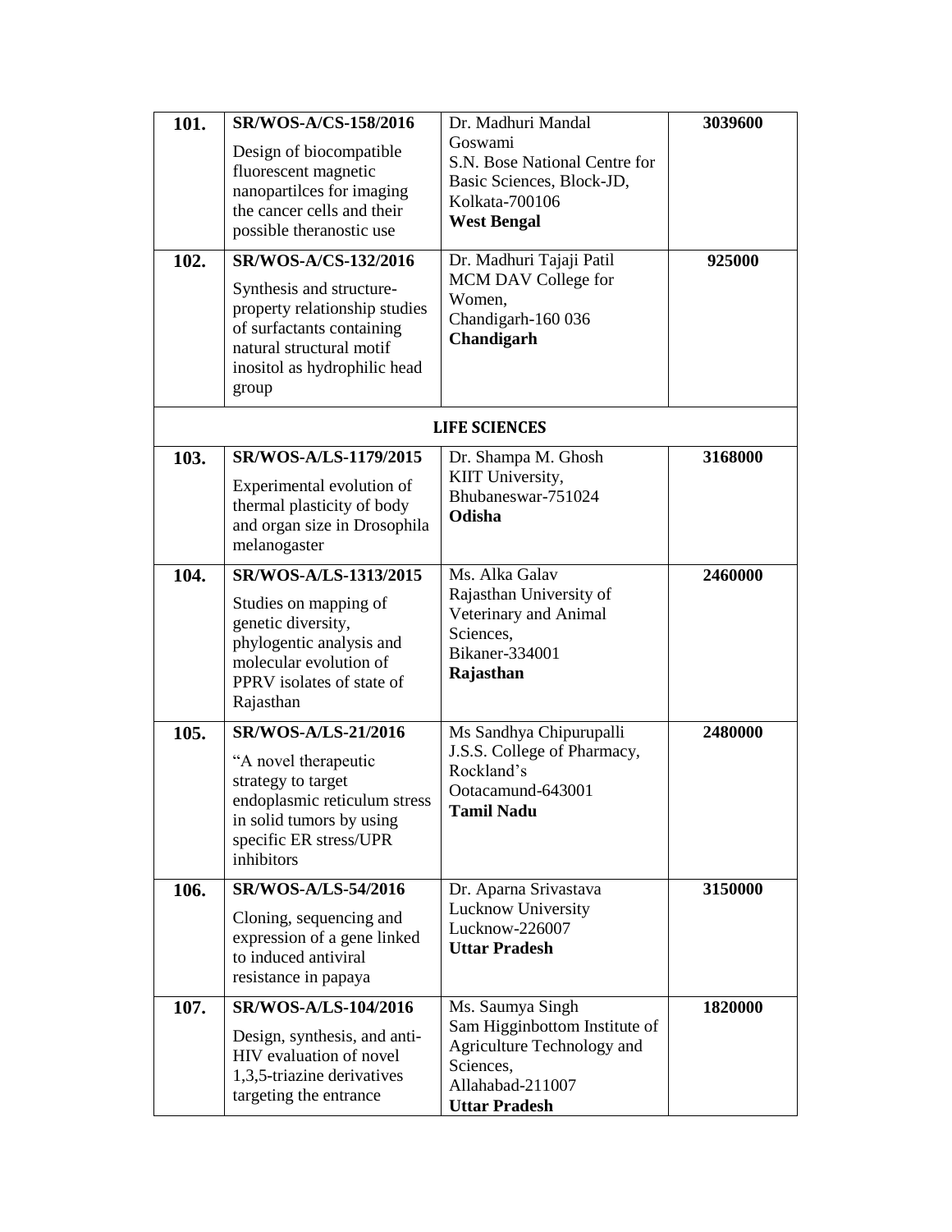| | | | |
|---|---|---|---|
| **101.** | **SR/WOS-A/CS-158/2016** Design of biocompatible fluorescent magnetic nanopartilces for imaging the cancer cells and their possible theranostic use | Dr. Madhuri Mandal Goswami S.N. Bose National Centre for Basic Sciences, Block-JD, Kolkata-700106 **West Bengal** | **3039600** |
| **102.** | **SR/WOS-A/CS-132/2016** Synthesis and structure-property relationship studies of surfactants containing natural structural motif inositol as hydrophilic head group | Dr. Madhuri Tajaji Patil MCM DAV College for Women, Chandigarh-160 036 **Chandigarh** | **925000** |
| | | **LIFE SCIENCES** | |
| **103.** | **SR/WOS-A/LS-1179/2015** Experimental evolution of thermal plasticity of body and organ size in Drosophila melanogaster | Dr. Shampa M. Ghosh KIIT University, Bhubaneswar-751024 **Odisha** | **3168000** |
| **104.** | **SR/WOS-A/LS-1313/2015** Studies on mapping of genetic diversity, phylogentic analysis and molecular evolution of PPRV isolates of state of Rajasthan | Ms. Alka Galav Rajasthan University of Veterinary and Animal Sciences, Bikaner-334001 **Rajasthan** | **2460000** |
| **105.** | **SR/WOS-A/LS-21/2016** "A novel therapeutic strategy to target endoplasmic reticulum stress in solid tumors by using specific ER stress/UPR inhibitors | Ms Sandhya Chipurupalli J.S.S. College of Pharmacy, Rockland's Ootacamund-643001 **Tamil Nadu** | **2480000** |
| **106.** | **SR/WOS-A/LS-54/2016** Cloning, sequencing and expression of a gene linked to induced antiviral resistance in papaya | Dr. Aparna Srivastava Lucknow University Lucknow-226007 **Uttar Pradesh** | **3150000** |
| **107.** | **SR/WOS-A/LS-104/2016** Design, synthesis, and anti-HIV evaluation of novel 1,3,5-triazine derivatives targeting the entrance | Ms. Saumya Singh Sam Higginbottom Institute of Agriculture Technology and Sciences, Allahabad-211007 **Uttar Pradesh** | **1820000** |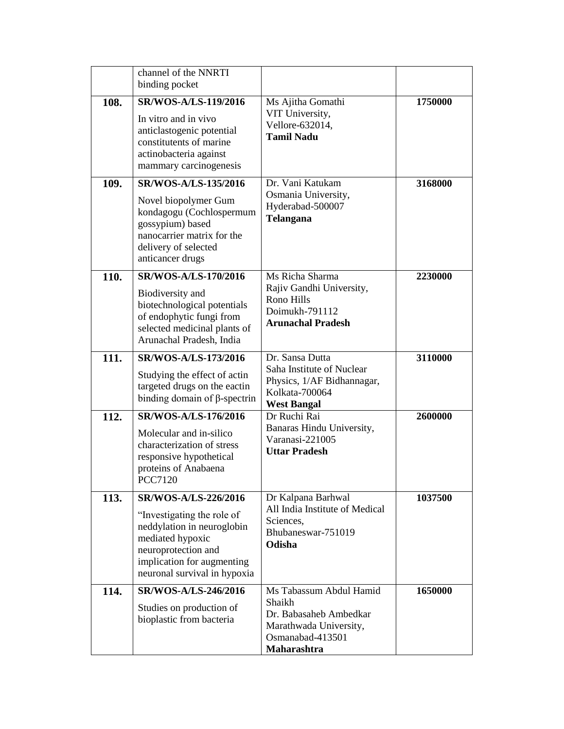| | | | |
|---|---|---|---|
| | channel of the NNRTI binding pocket | | |
| **108.** | **SR/WOS-A/LS-119/2016**<br>In vitro and in vivo anticlastogenic potential constitutents of marine actinobacteria against mammary carcinogenesis | Ms Ajitha Gomathi<br>VIT University,<br>Vellore-632014,<br>**Tamil Nadu** | **1750000** |
| **109.** | **SR/WOS-A/LS-135/2016**<br>Novel biopolymer Gum kondagogu (Cochlospermum gossypium) based nanocarrier matrix for the delivery of selected anticancer drugs | Dr. Vani Katukam<br>Osmania University,<br>Hyderabad-500007<br>**Telangana** | **3168000** |
| **110.** | **SR/WOS-A/LS-170/2016**<br>Biodiversity and biotechnological potentials of endophytic fungi from selected medicinal plants of Arunachal Pradesh, India | Ms Richa Sharma<br>Rajiv Gandhi University,<br>Rono Hills<br>Doimukh-791112<br>**Arunachal Pradesh** | **2230000** |
| **111.** | **SR/WOS-A/LS-173/2016**<br>Studying the effect of actin targeted drugs on the eactin binding domain of β-spectrin | Dr. Sansa Dutta<br>Saha Institute of Nuclear Physics, 1/AF Bidhannagar,<br>Kolkata-700064<br>**West Bangal** | **3110000** |
| **112.** | **SR/WOS-A/LS-176/2016**<br>Molecular and in-silico characterization of stress responsive hypothetical proteins of Anabaena PCC7120 | Dr Ruchi Rai<br>Banaras Hindu University,<br>Varanasi-221005<br>**Uttar Pradesh** | **2600000** |
| **113.** | **SR/WOS-A/LS-226/2016**<br>“Investigating the role of neddylation in neuroglobin mediated hypoxic neuroprotection and implication for augmenting neuronal survival in hypoxia | Dr Kalpana Barhwal<br>All India Institute of Medical Sciences,<br>Bhubaneswar-751019<br>**Odisha** | **1037500** |
| **114.** | **SR/WOS-A/LS-246/2016**<br>Studies on production of bioplastic from bacteria | Ms Tabassum Abdul Hamid Shaikh<br>Dr. Babasaheb Ambedkar Marathwada University,<br>Osmanabad-413501<br>**Maharashtra** | **1650000** |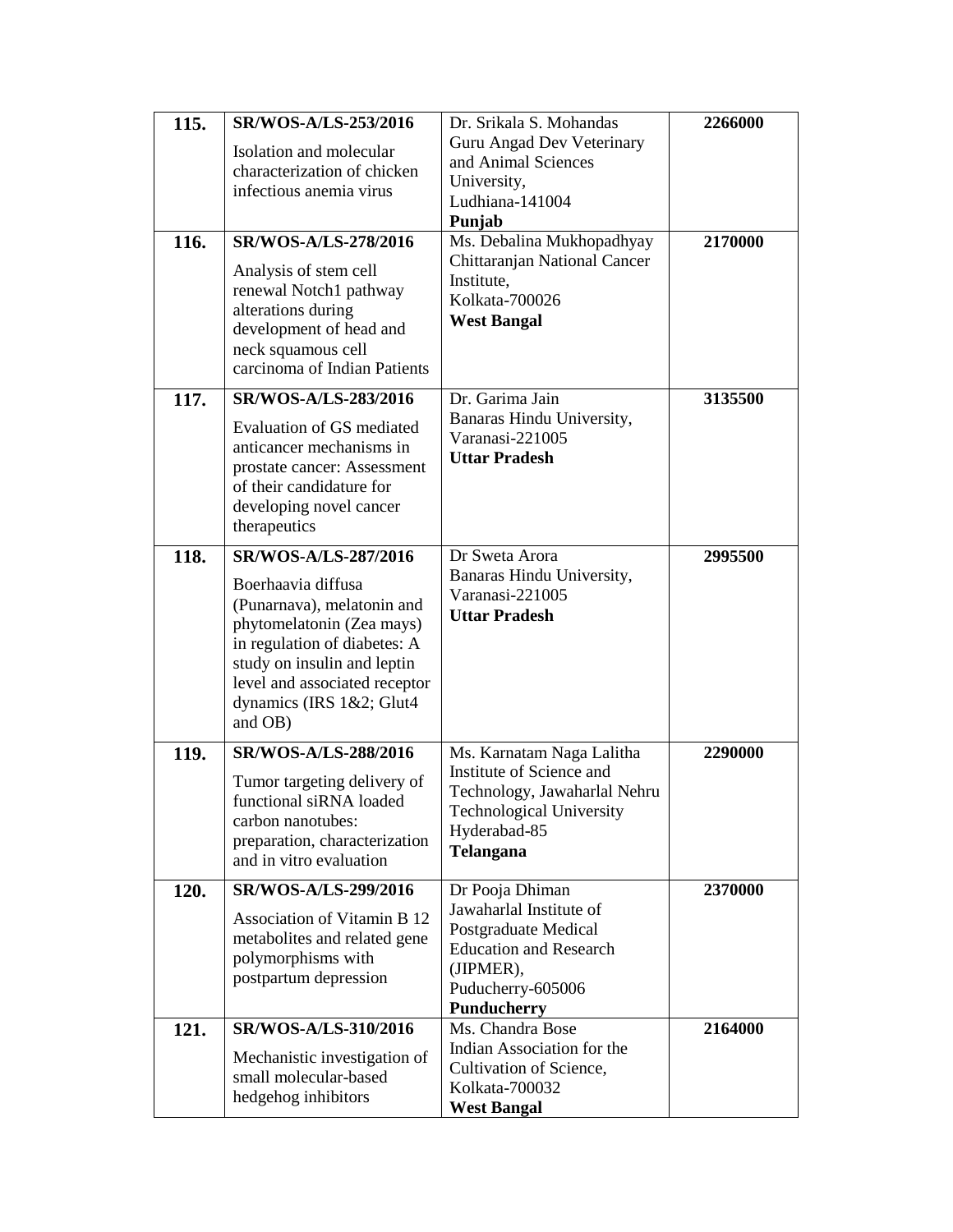| | | | |
|---|---|---|---|
| **115.** | **SR/WOS-A/LS-253/2016**<br>Isolation and molecular characterization of chicken infectious anemia virus | Dr. Srikala S. Mohandas<br>Guru Angad Dev Veterinary and Animal Sciences University,<br>Ludhiana-141004<br>**Punjab** | **2266000** |
| **116.** | **SR/WOS-A/LS-278/2016**<br>Analysis of stem cell renewal Notch1 pathway alterations during development of head and neck squamous cell carcinoma of Indian Patients | Ms. Debalina Mukhopadhyay<br>Chittaranjan National Cancer Institute,<br>Kolkata-700026<br>**West Bangal** | **2170000** |
| **117.** | **SR/WOS-A/LS-283/2016**<br>Evaluation of GS mediated anticancer mechanisms in prostate cancer: Assessment of their candidature for developing novel cancer therapeutics | Dr. Garima Jain<br>Banaras Hindu University,<br>Varanasi-221005<br>**Uttar Pradesh** | **3135500** |
| **118.** | **SR/WOS-A/LS-287/2016**<br>Boerhaavia diffusa (Punarnava), melatonin and phytomelatonin (Zea mays) in regulation of diabetes: A study on insulin and leptin level and associated receptor dynamics (IRS 1&2; Glut4 and OB) | Dr Sweta Arora<br>Banaras Hindu University,<br>Varanasi-221005<br>**Uttar Pradesh** | **2995500** |
| **119.** | **SR/WOS-A/LS-288/2016**<br>Tumor targeting delivery of functional siRNA loaded carbon nanotubes: preparation, characterization and in vitro evaluation | Ms. Karnatam Naga Lalitha<br>Institute of Science and Technology, Jawaharlal Nehru Technological University<br>Hyderabad-85<br>**Telangana** | **2290000** |
| **120.** | **SR/WOS-A/LS-299/2016**<br>Association of Vitamin B 12 metabolites and related gene polymorphisms with postpartum depression | Dr Pooja Dhiman<br>Jawaharlal Institute of Postgraduate Medical Education and Research (JIPMER),<br>Puducherry-605006<br>**Punducherry** | **2370000** |
| **121.** | **SR/WOS-A/LS-310/2016**<br>Mechanistic investigation of small molecular-based hedgehog inhibitors | Ms. Chandra Bose<br>Indian Association for the Cultivation of Science,<br>Kolkata-700032<br>**West Bangal** | **2164000** |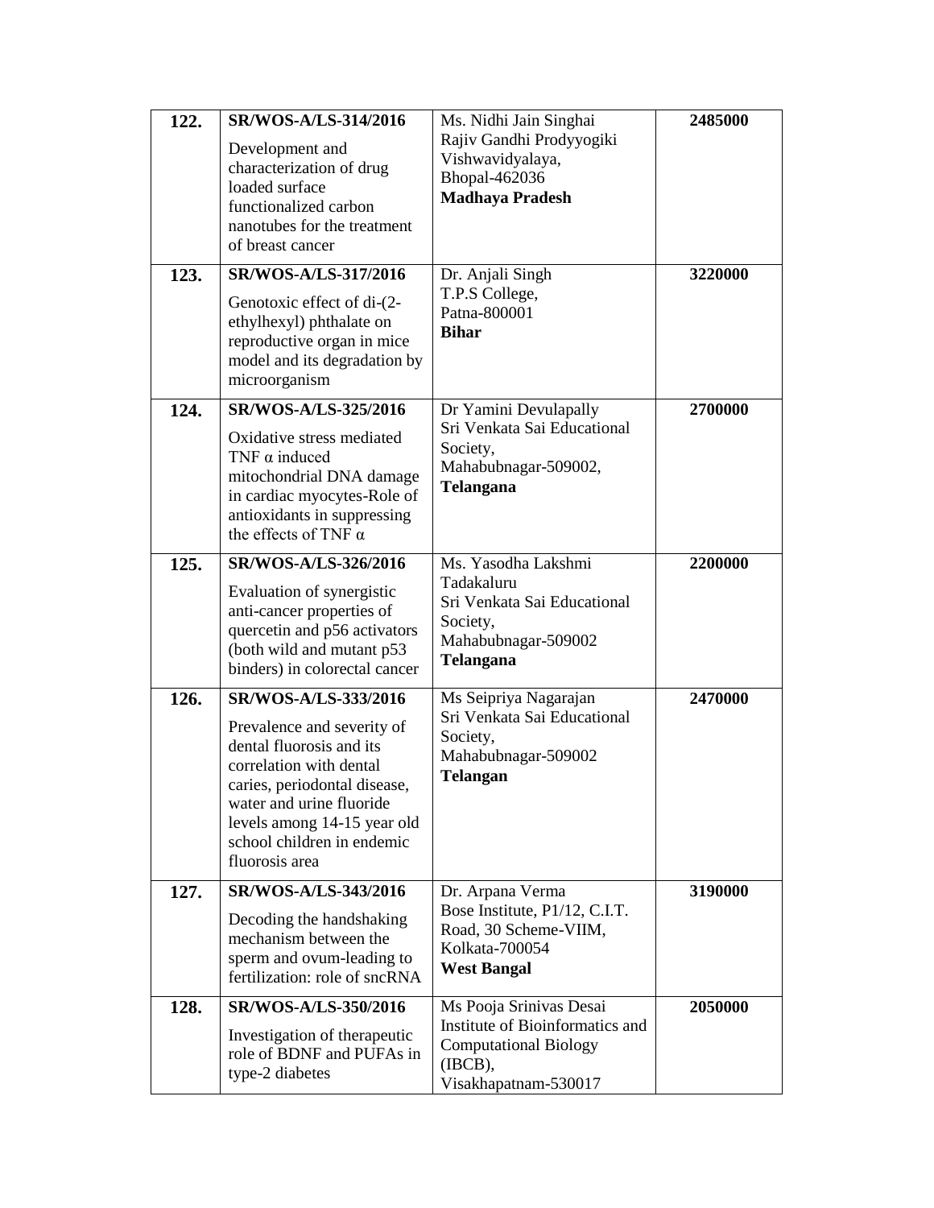| | | | |
|---|---|---|---|
| **122.** | **SR/WOS-A/LS-314/2016**<br>Development and characterization of drug loaded surface functionalized carbon nanotubes for the treatment of breast cancer | Ms. Nidhi Jain Singhai<br>Rajiv Gandhi Prodyyogiki Vishwavidyalaya,<br>Bhopal-462036<br>**Madhaya Pradesh** | **2485000** |
| **123.** | **SR/WOS-A/LS-317/2016**<br>Genotoxic effect of di-(2-ethylhexyl) phthalate on reproductive organ in mice model and its degradation by microorganism | Dr. Anjali Singh<br>T.P.S College,<br>Patna-800001<br>**Bihar** | **3220000** |
| **124.** | **SR/WOS-A/LS-325/2016**<br>Oxidative stress mediated TNF α induced mitochondrial DNA damage in cardiac myocytes-Role of antioxidants in suppressing the effects of TNF α | Dr Yamini Devulapally<br>Sri Venkata Sai Educational Society,<br>Mahabubnagar-509002,<br>**Telangana** | **2700000** |
| **125.** | **SR/WOS-A/LS-326/2016**<br>Evaluation of synergistic anti-cancer properties of quercetin and p56 activators (both wild and mutant p53 binders) in colorectal cancer | Ms. Yasodha Lakshmi Tadakaluru<br>Sri Venkata Sai Educational Society,<br>Mahabubnagar-509002<br>**Telangana** | **2200000** |
| **126.** | **SR/WOS-A/LS-333/2016**<br>Prevalence and severity of dental fluorosis and its correlation with dental caries, periodontal disease, water and urine fluoride levels among 14-15 year old school children in endemic fluorosis area | Ms Seipriya Nagarajan<br>Sri Venkata Sai Educational Society,<br>Mahabubnagar-509002<br>**Telangan** | **2470000** |
| **127.** | **SR/WOS-A/LS-343/2016**<br>Decoding the handshaking mechanism between the sperm and ovum-leading to fertilization: role of sncRNA | Dr. Arpana Verma<br>Bose Institute, P1/12, C.I.T. Road, 30 Scheme-VIIM,<br>Kolkata-700054<br>**West Bangal** | **3190000** |
| **128.** | **SR/WOS-A/LS-350/2016**<br>Investigation of therapeutic role of BDNF and PUFAs in type-2 diabetes | Ms Pooja Srinivas Desai<br>Institute of Bioinformatics and Computational Biology (IBCB),<br>Visakhapatnam-530017 | **2050000** |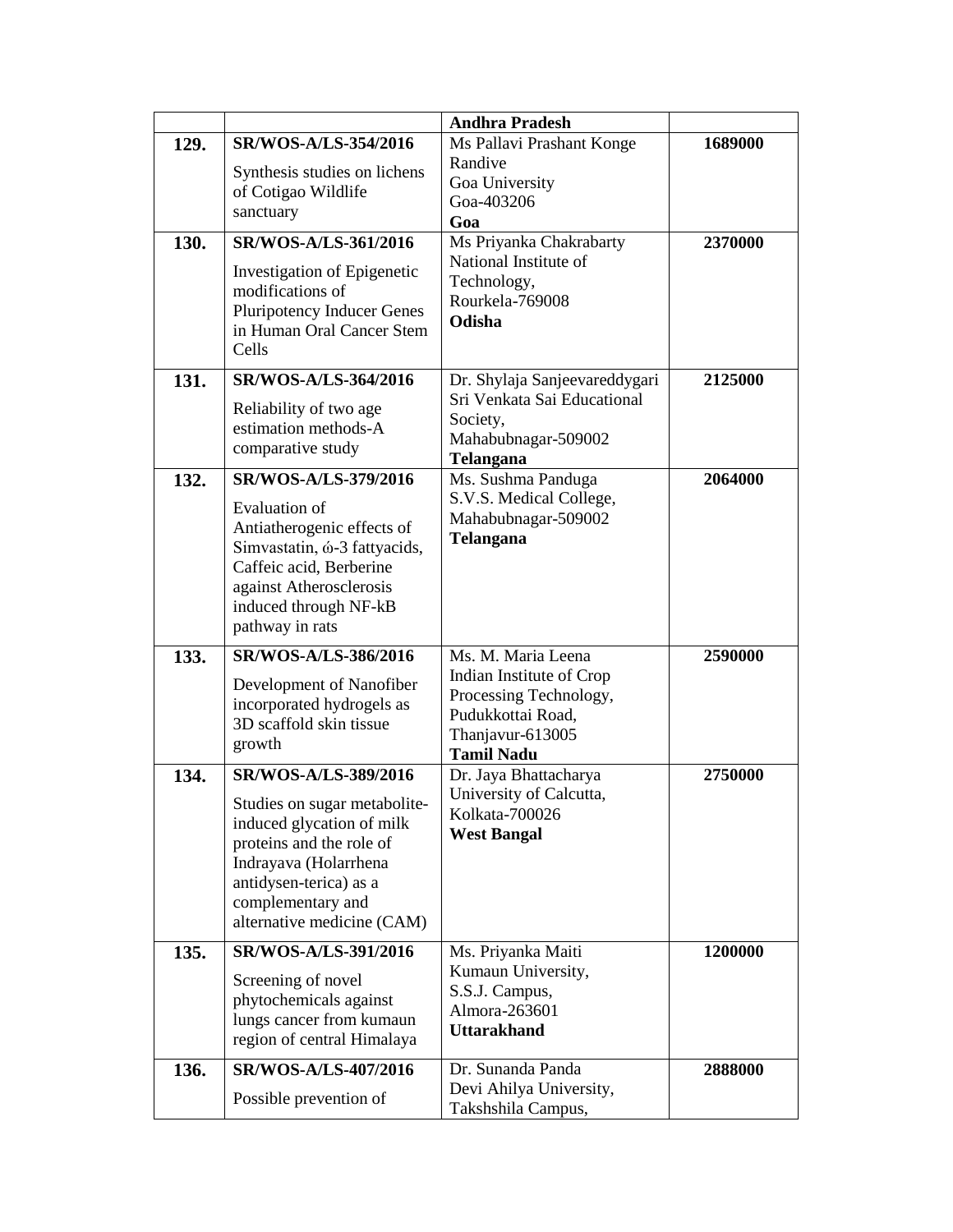| | | | |
|---|---|---|---|
| | | **Andhra Pradesh** | |
| **129.** | **SR/WOS-A/LS-354/2016**<br>Synthesis studies on lichens of Cotigao Wildlife sanctuary | Ms Pallavi Prashant Konge Randive<br>Goa University<br>Goa-403206<br>**Goa** | **1689000** |
| **130.** | **SR/WOS-A/LS-361/2016**<br>Investigation of Epigenetic modifications of Pluripotency Inducer Genes in Human Oral Cancer Stem Cells | Ms Priyanka Chakrabarty<br>National Institute of Technology,<br>Rourkela-769008<br>**Odisha** | **2370000** |
| **131.** | **SR/WOS-A/LS-364/2016**<br>Reliability of two age estimation methods-A comparative study | Dr. Shylaja Sanjeevareddygari<br>Sri Venkata Sai Educational Society,<br>Mahabubnagar-509002<br>**Telangana** | **2125000** |
| **132.** | **SR/WOS-A/LS-379/2016**<br>Evaluation of Antiatherogenic effects of Simvastatin, ώ-3 fattyacids, Caffeic acid, Berberine against Atherosclerosis induced through NF-kB pathway in rats | Ms. Sushma Panduga<br>S.V.S. Medical College,<br>Mahabubnagar-509002<br>**Telangana** | **2064000** |
| **133.** | **SR/WOS-A/LS-386/2016**<br>Development of Nanofiber incorporated hydrogels as 3D scaffold skin tissue growth | Ms. M. Maria Leena<br>Indian Institute of Crop Processing Technology,<br>Pudukkottai Road,<br>Thanjavur-613005<br>**Tamil Nadu** | **2590000** |
| **134.** | **SR/WOS-A/LS-389/2016**<br>Studies on sugar metabolite-induced glycation of milk proteins and the role of Indrayava (Holarrhena antidysen-terica) as a complementary and alternative medicine (CAM) | Dr. Jaya Bhattacharya<br>University of Calcutta,<br>Kolkata-700026<br>**West Bangal** | **2750000** |
| **135.** | **SR/WOS-A/LS-391/2016**<br>Screening of novel phytochemicals against lungs cancer from kumaun region of central Himalaya | Ms. Priyanka Maiti<br>Kumaun University,<br>S.S.J. Campus,<br>Almora-263601<br>**Uttarakhand** | **1200000** |
| **136.** | **SR/WOS-A/LS-407/2016**<br>Possible prevention of | Dr. Sunanda Panda<br>Devi Ahilya University,<br>Takshshila Campus, | **2888000** |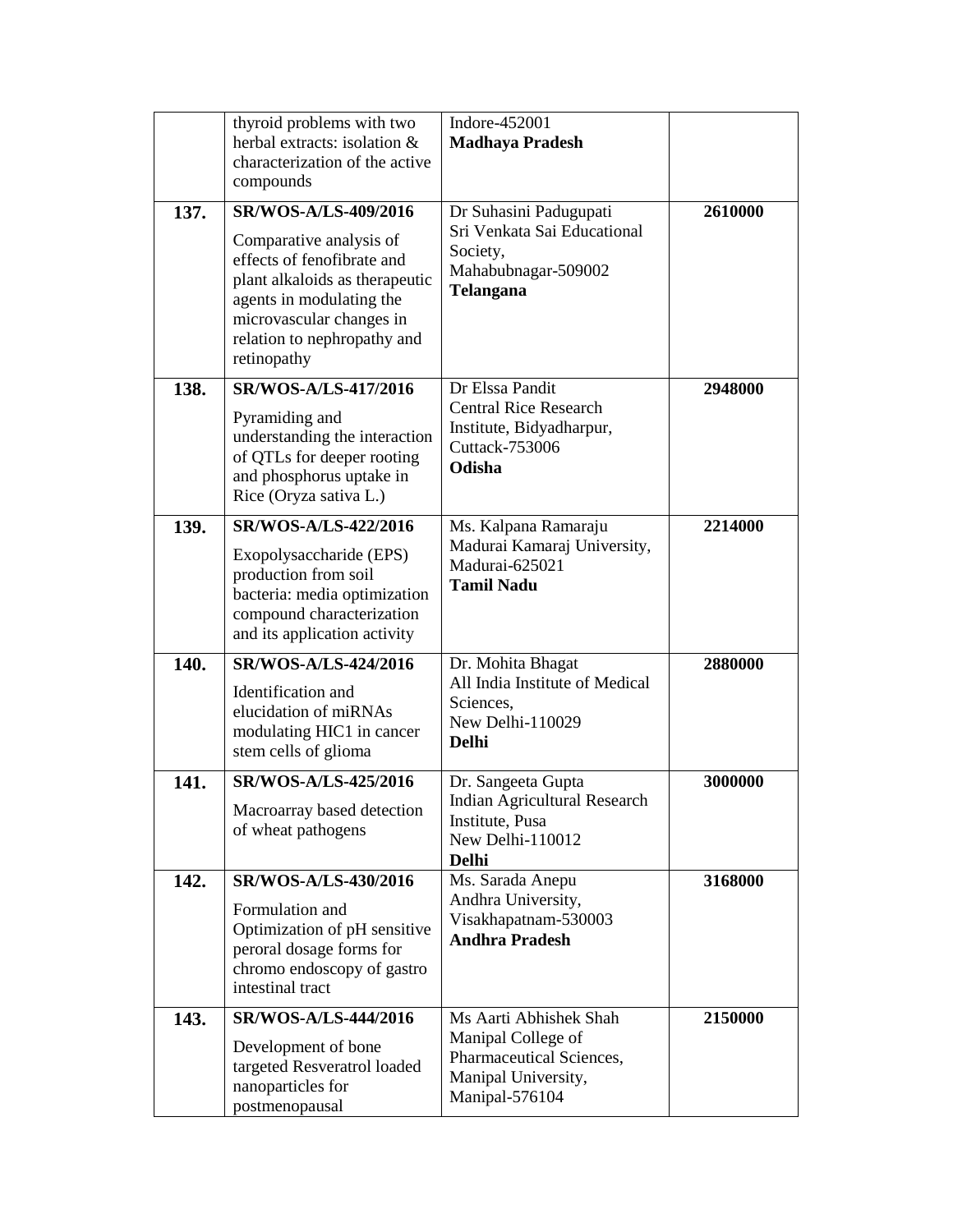|  |  |  |  |
|---|---|---|---|
|  | thyroid problems with two herbal extracts: isolation & characterization of the active compounds | Indore-452001<br>**Madhaya Pradesh** |  |
| **137.** | **SR/WOS-A/LS-409/2016**<br>Comparative analysis of effects of fenofibrate and plant alkaloids as therapeutic agents in modulating the microvascular changes in relation to nephropathy and retinopathy | Dr Suhasini Padugupati<br>Sri Venkata Sai Educational Society,<br>Mahabubnagar-509002<br>**Telangana** | **2610000** |
| **138.** | **SR/WOS-A/LS-417/2016**<br>Pyramiding and understanding the interaction of QTLs for deeper rooting and phosphorus uptake in Rice (Oryza sativa L.) | Dr Elssa Pandit<br>Central Rice Research Institute, Bidyadharpur,<br>Cuttack-753006<br>**Odisha** | **2948000** |
| **139.** | **SR/WOS-A/LS-422/2016**<br>Exopolysaccharide (EPS) production from soil bacteria: media optimization compound characterization and its application activity | Ms. Kalpana Ramaraju<br>Madurai Kamaraj University,<br>Madurai-625021<br>**Tamil Nadu** | **2214000** |
| **140.** | **SR/WOS-A/LS-424/2016**<br>Identification and elucidation of miRNAs modulating HIC1 in cancer stem cells of glioma | Dr. Mohita Bhagat<br>All India Institute of Medical Sciences,<br>New Delhi-110029<br>**Delhi** | **2880000** |
| **141.** | **SR/WOS-A/LS-425/2016**<br>Macroarray based detection of wheat pathogens | Dr. Sangeeta Gupta<br>Indian Agricultural Research Institute, Pusa<br>New Delhi-110012<br>**Delhi** | **3000000** |
| **142.** | **SR/WOS-A/LS-430/2016**<br>Formulation and Optimization of pH sensitive peroral dosage forms for chromo endoscopy of gastro intestinal tract | Ms. Sarada Anepu<br>Andhra University,<br>Visakhapatnam-530003<br>**Andhra Pradesh** | **3168000** |
| **143.** | **SR/WOS-A/LS-444/2016**<br>Development of bone targeted Resveratrol loaded nanoparticles for postmenopausal | Ms Aarti Abhishek Shah<br>Manipal College of Pharmaceutical Sciences,<br>Manipal University,<br>Manipal-576104 | **2150000** |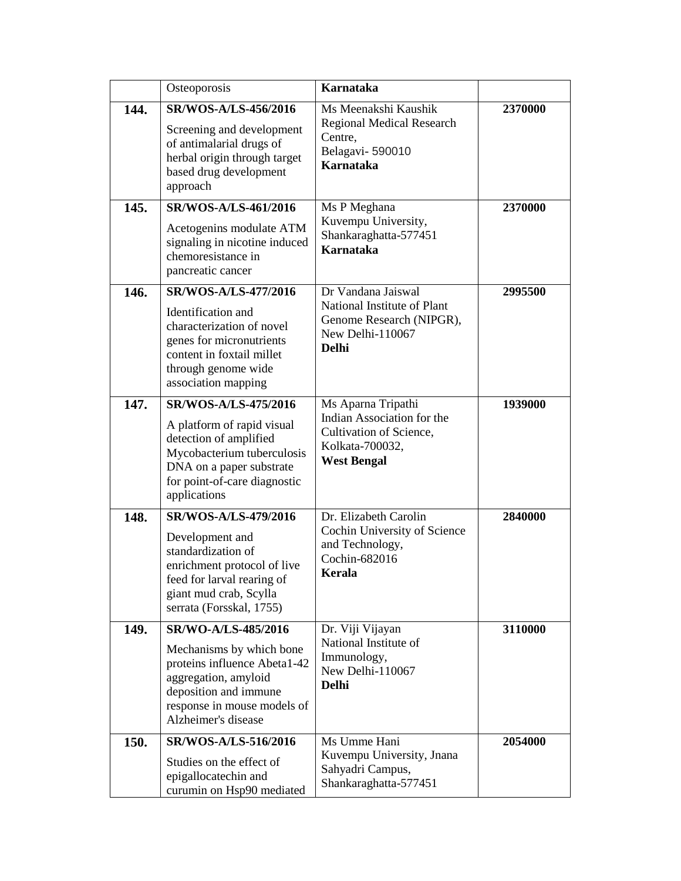| | | | |
|---|---|---|---|
| | Osteoporosis | **Karnataka** | |
| **144.** | **SR/WOS-A/LS-456/2016**<br>Screening and development of antimalarial drugs of herbal origin through target based drug development approach | Ms Meenakshi Kaushik<br>Regional Medical Research Centre,<br>Belagavi- 590010<br>**Karnataka** | **2370000** |
| **145.** | **SR/WOS-A/LS-461/2016**<br>Acetogenins modulate ATM signaling in nicotine induced chemoresistance in pancreatic cancer | Ms P Meghana<br>Kuvempu University,<br>Shankaraghatta-577451<br>**Karnataka** | **2370000** |
| **146.** | **SR/WOS-A/LS-477/2016**<br>Identification and characterization of novel genes for micronutrients content in foxtail millet through genome wide association mapping | Dr Vandana Jaiswal<br>National Institute of Plant Genome Research (NIPGR),<br>New Delhi-110067<br>**Delhi** | **2995500** |
| **147.** | **SR/WOS-A/LS-475/2016**<br>A platform of rapid visual detection of amplified Mycobacterium tuberculosis DNA on a paper substrate for point-of-care diagnostic applications | Ms Aparna Tripathi<br>Indian Association for the Cultivation of Science,<br>Kolkata-700032,<br>**West Bengal** | **1939000** |
| **148.** | **SR/WOS-A/LS-479/2016**<br>Development and standardization of enrichment protocol of live feed for larval rearing of giant mud crab, Scylla serrata (Forsskal, 1755) | Dr. Elizabeth Carolin<br>Cochin University of Science and Technology,<br>Cochin-682016<br>**Kerala** | **2840000** |
| **149.** | **SR/WO-A/LS-485/2016**<br>Mechanisms by which bone proteins influence Abeta1-42 aggregation, amyloid deposition and immune response in mouse models of Alzheimer's disease | Dr. Viji Vijayan<br>National Institute of Immunology,<br>New Delhi-110067<br>**Delhi** | **3110000** |
| **150.** | **SR/WOS-A/LS-516/2016**<br>Studies on the effect of epigallocatechin and curumin on Hsp90 mediated | Ms Umme Hani<br>Kuvempu University, Jnana Sahyadri Campus,<br>Shankaraghatta-577451 | **2054000** |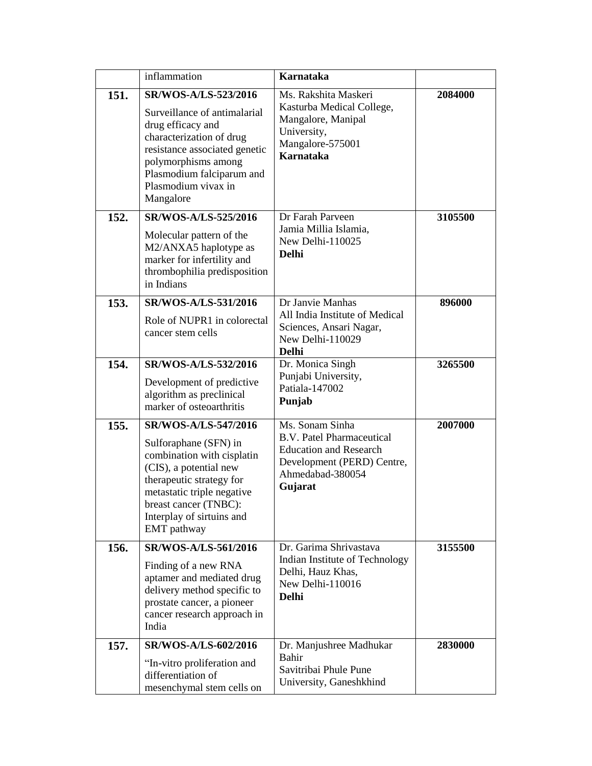| | | | |
|---|---|---|---|
| | inflammation | **Karnataka** | |
| **151.** | **SR/WOS-A/LS-523/2016**<br>Surveillance of antimalarial drug efficacy and characterization of drug resistance associated genetic polymorphisms among Plasmodium falciparum and Plasmodium vivax in Mangalore | Ms. Rakshita Maskeri<br>Kasturba Medical College, Mangalore, Manipal University, Mangalore-575001<br>**Karnataka** | **2084000** |
| **152.** | **SR/WOS-A/LS-525/2016**<br>Molecular pattern of the M2/ANXA5 haplotype as marker for infertility and thrombophilia predisposition in Indians | Dr Farah Parveen<br>Jamia Millia Islamia, New Delhi-110025<br>**Delhi** | **3105500** |
| **153.** | **SR/WOS-A/LS-531/2016**<br>Role of NUPR1 in colorectal cancer stem cells | Dr Janvie Manhas<br>All India Institute of Medical Sciences, Ansari Nagar, New Delhi-110029<br>**Delhi** | **896000** |
| **154.** | **SR/WOS-A/LS-532/2016**<br>Development of predictive algorithm as preclinical marker of osteoarthritis | Dr. Monica Singh<br>Punjabi University, Patiala-147002<br>**Punjab** | **3265500** |
| **155.** | **SR/WOS-A/LS-547/2016**<br>Sulforaphane (SFN) in combination with cisplatin (CIS), a potential new therapeutic strategy for metastatic triple negative breast cancer (TNBC): Interplay of sirtuins and EMT pathway | Ms. Sonam Sinha<br>B.V. Patel Pharmaceutical Education and Research Development (PERD) Centre, Ahmedabad-380054<br>**Gujarat** | **2007000** |
| **156.** | **SR/WOS-A/LS-561/2016**<br>Finding of a new RNA aptamer and mediated drug delivery method specific to prostate cancer, a pioneer cancer research approach in India | Dr. Garima Shrivastava<br>Indian Institute of Technology Delhi, Hauz Khas, New Delhi-110016<br>**Delhi** | **3155500** |
| **157.** | **SR/WOS-A/LS-602/2016**<br>"In-vitro proliferation and differentiation of mesenchymal stem cells on | Dr. Manjushree Madhukar Bahir<br>Savitribai Phule Pune University, Ganeshkhind | **2830000** |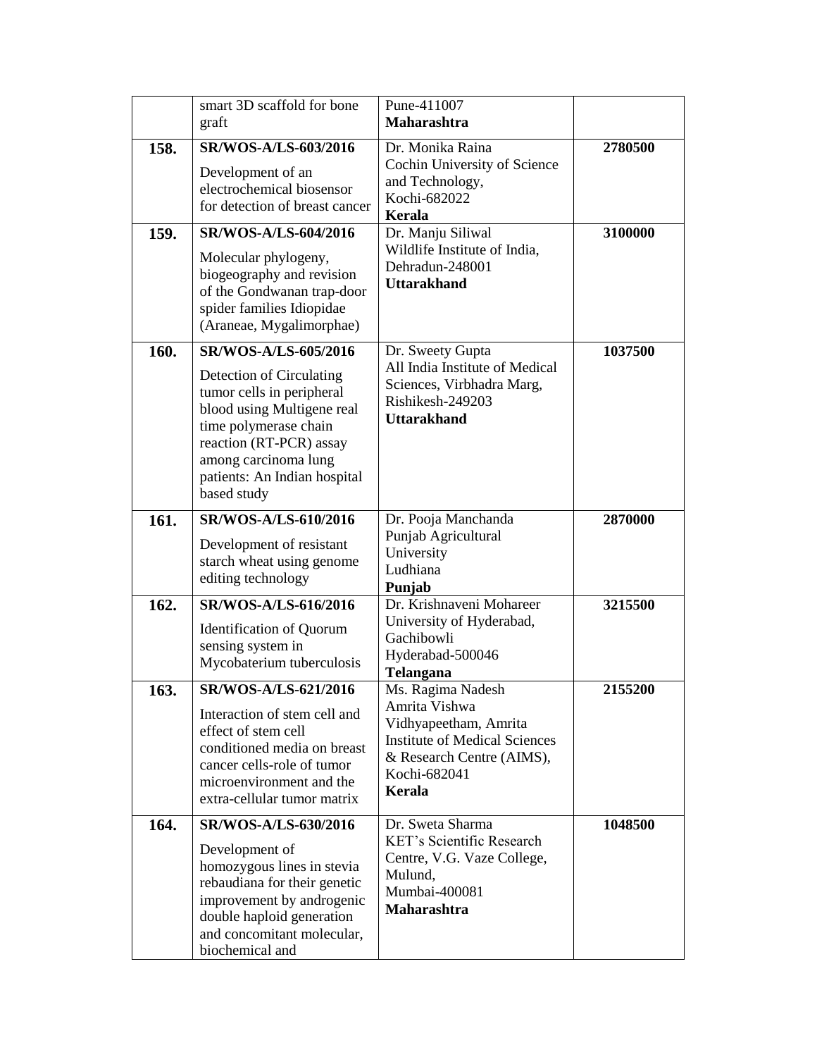| | | | |
|---|---|---|---|
| | smart 3D scaffold for bone graft | Pune-411007 **Maharashtra** | |
| **158.** | **SR/WOS-A/LS-603/2016** Development of an electrochemical biosensor for detection of breast cancer | Dr. Monika Raina Cochin University of Science and Technology, Kochi-682022 **Kerala** | **2780500** |
| **159.** | **SR/WOS-A/LS-604/2016** Molecular phylogeny, biogeography and revision of the Gondwanan trap-door spider families Idiopidae (Araneae, Mygalimorphae) | Dr. Manju Siliwal Wildlife Institute of India, Dehradun-248001 **Uttarakhand** | **3100000** |
| **160.** | **SR/WOS-A/LS-605/2016** Detection of Circulating tumor cells in peripheral blood using Multigene real time polymerase chain reaction (RT-PCR) assay among carcinoma lung patients: An Indian hospital based study | Dr. Sweety Gupta All India Institute of Medical Sciences, Virbhadra Marg, Rishikesh-249203 **Uttarakhand** | **1037500** |
| **161.** | **SR/WOS-A/LS-610/2016** Development of resistant starch wheat using genome editing technology | Dr. Pooja Manchanda Punjab Agricultural University Ludhiana **Punjab** | **2870000** |
| **162.** | **SR/WOS-A/LS-616/2016** Identification of Quorum sensing system in Mycobaterium tuberculosis | Dr. Krishnaveni Mohareer University of Hyderabad, Gachibowli Hyderabad-500046 **Telangana** | **3215500** |
| **163.** | **SR/WOS-A/LS-621/2016** Interaction of stem cell and effect of stem cell conditioned media on breast cancer cells-role of tumor microenvironment and the extra-cellular tumor matrix | Ms. Ragima Nadesh Amrita Vishwa Vidhyapeetham, Amrita Institute of Medical Sciences & Research Centre (AIMS), Kochi-682041 **Kerala** | **2155200** |
| **164.** | **SR/WOS-A/LS-630/2016** Development of homozygous lines in stevia rebaudiana for their genetic improvement by androgenic double haploid generation and concomitant molecular, biochemical and | Dr. Sweta Sharma KET's Scientific Research Centre, V.G. Vaze College, Mulund, Mumbai-400081 **Maharashtra** | **1048500** |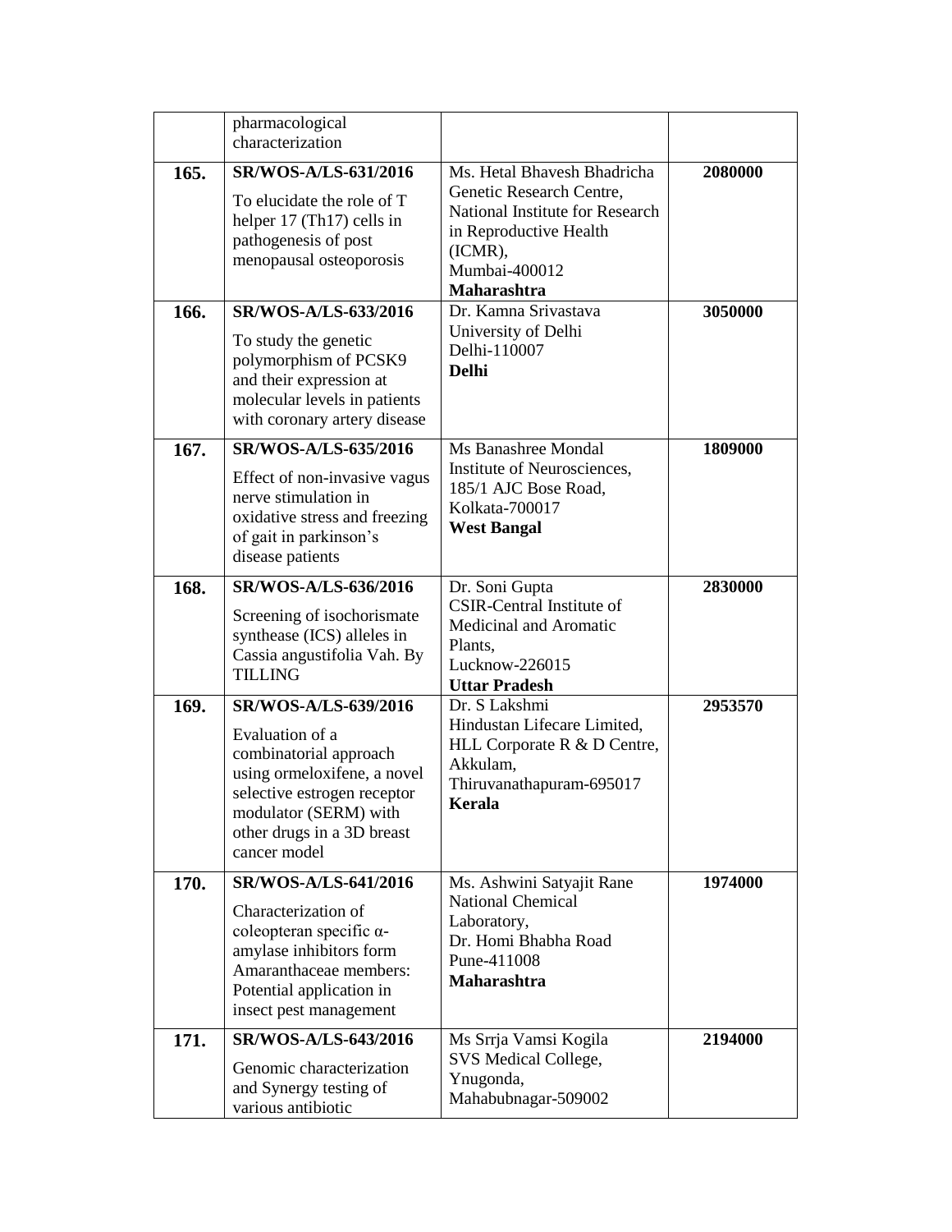| | | | |
|---|---|---|---|
| | pharmacological characterization | | |
| **165.** | **SR/WOS-A/LS-631/2016**<br>To elucidate the role of T helper 17 (Th17) cells in pathogenesis of post menopausal osteoporosis | Ms. Hetal Bhavesh Bhadricha<br>Genetic Research Centre, National Institute for Research in Reproductive Health (ICMR),<br>Mumbai-400012<br>**Maharashtra** | **2080000** |
| **166.** | **SR/WOS-A/LS-633/2016**<br>To study the genetic polymorphism of PCSK9 and their expression at molecular levels in patients with coronary artery disease | Dr. Kamna Srivastava<br>University of Delhi<br>Delhi-110007<br>**Delhi** | **3050000** |
| **167.** | **SR/WOS-A/LS-635/2016**<br>Effect of non-invasive vagus nerve stimulation in oxidative stress and freezing of gait in parkinson's disease patients | Ms Banashree Mondal<br>Institute of Neurosciences, 185/1 AJC Bose Road,<br>Kolkata-700017<br>**West Bangal** | **1809000** |
| **168.** | **SR/WOS-A/LS-636/2016**<br>Screening of isochorismate synthease (ICS) alleles in Cassia angustifolia Vah. By TILLING | Dr. Soni Gupta<br>CSIR-Central Institute of Medicinal and Aromatic Plants,<br>Lucknow-226015<br>**Uttar Pradesh** | **2830000** |
| **169.** | **SR/WOS-A/LS-639/2016**<br>Evaluation of a combinatorial approach using ormeloxifene, a novel selective estrogen receptor modulator (SERM) with other drugs in a 3D breast cancer model | Dr. S Lakshmi<br>Hindustan Lifecare Limited, HLL Corporate R & D Centre, Akkulam,<br>Thiruvanathapuram-695017<br>**Kerala** | **2953570** |
| **170.** | **SR/WOS-A/LS-641/2016**<br>Characterization of coleopteran specific α-amylase inhibitors form Amaranthaceae members: Potential application in insect pest management | Ms. Ashwini Satyajit Rane<br>National Chemical Laboratory,<br>Dr. Homi Bhabha Road<br>Pune-411008<br>**Maharashtra** | **1974000** |
| **171.** | **SR/WOS-A/LS-643/2016**<br>Genomic characterization and Synergy testing of various antibiotic | Ms Srrja Vamsi Kogila<br>SVS Medical College,<br>Ynugonda,<br>Mahabubnagar-509002 | **2194000** |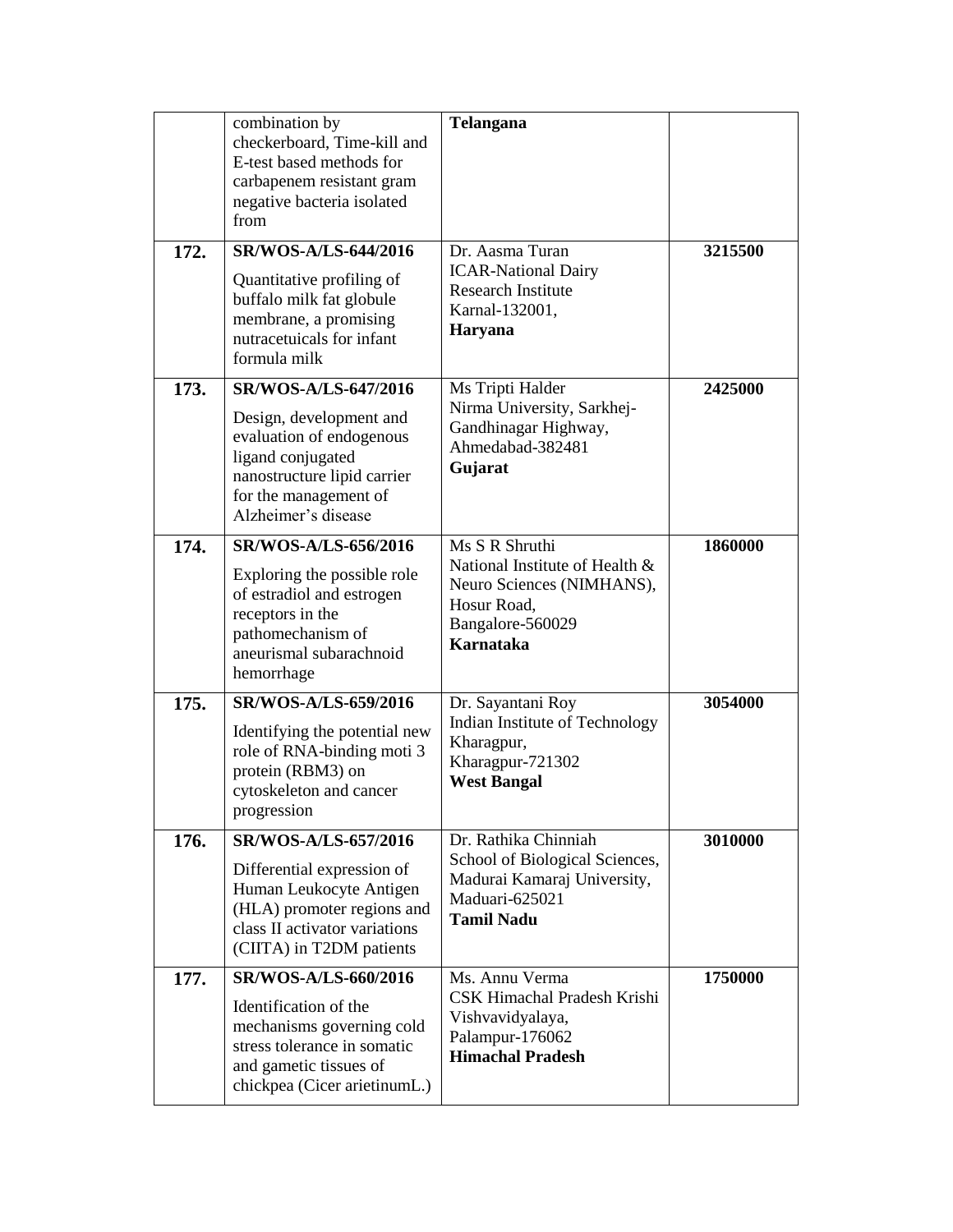| | | | |
|---|---|---|---|
| | combination by checkerboard, Time-kill and E-test based methods for carbapenem resistant gram negative bacteria isolated from | **Telangana** | |
| **172.** | **SR/WOS-A/LS-644/2016**<br>Quantitative profiling of buffalo milk fat globule membrane, a promising nutracetuicals for infant formula milk | Dr. Aasma Turan<br>ICAR-National Dairy Research Institute<br>Karnal-132001,<br>**Haryana** | **3215500** |
| **173.** | **SR/WOS-A/LS-647/2016**<br>Design, development and evaluation of endogenous ligand conjugated nanostructure lipid carrier for the management of Alzheimer's disease | Ms Tripti Halder<br>Nirma University, Sarkhej-Gandhinagar Highway,<br>Ahmedabad-382481<br>**Gujarat** | **2425000** |
| **174.** | **SR/WOS-A/LS-656/2016**<br>Exploring the possible role of estradiol and estrogen receptors in the pathomechanism of aneurismal subarachnoid hemorrhage | Ms S R Shruthi<br>National Institute of Health & Neuro Sciences (NIMHANS),<br>Hosur Road,<br>Bangalore-560029<br>**Karnataka** | **1860000** |
| **175.** | **SR/WOS-A/LS-659/2016**<br>Identifying the potential new role of RNA-binding moti 3 protein (RBM3) on cytoskeleton and cancer progression | Dr. Sayantani Roy<br>Indian Institute of Technology Kharagpur,<br>Kharagpur-721302<br>**West Bangal** | **3054000** |
| **176.** | **SR/WOS-A/LS-657/2016**<br>Differential expression of Human Leukocyte Antigen (HLA) promoter regions and class II activator variations (CIITA) in T2DM patients | Dr. Rathika Chinniah<br>School of Biological Sciences, Madurai Kamaraj University,<br>Maduari-625021<br>**Tamil Nadu** | **3010000** |
| **177.** | **SR/WOS-A/LS-660/2016**<br>Identification of the mechanisms governing cold stress tolerance in somatic and gametic tissues of chickpea (Cicer arietinumL.) | Ms. Annu Verma<br>CSK Himachal Pradesh Krishi Vishvavidyalaya,<br>Palampur-176062<br>**Himachal Pradesh** | **1750000** |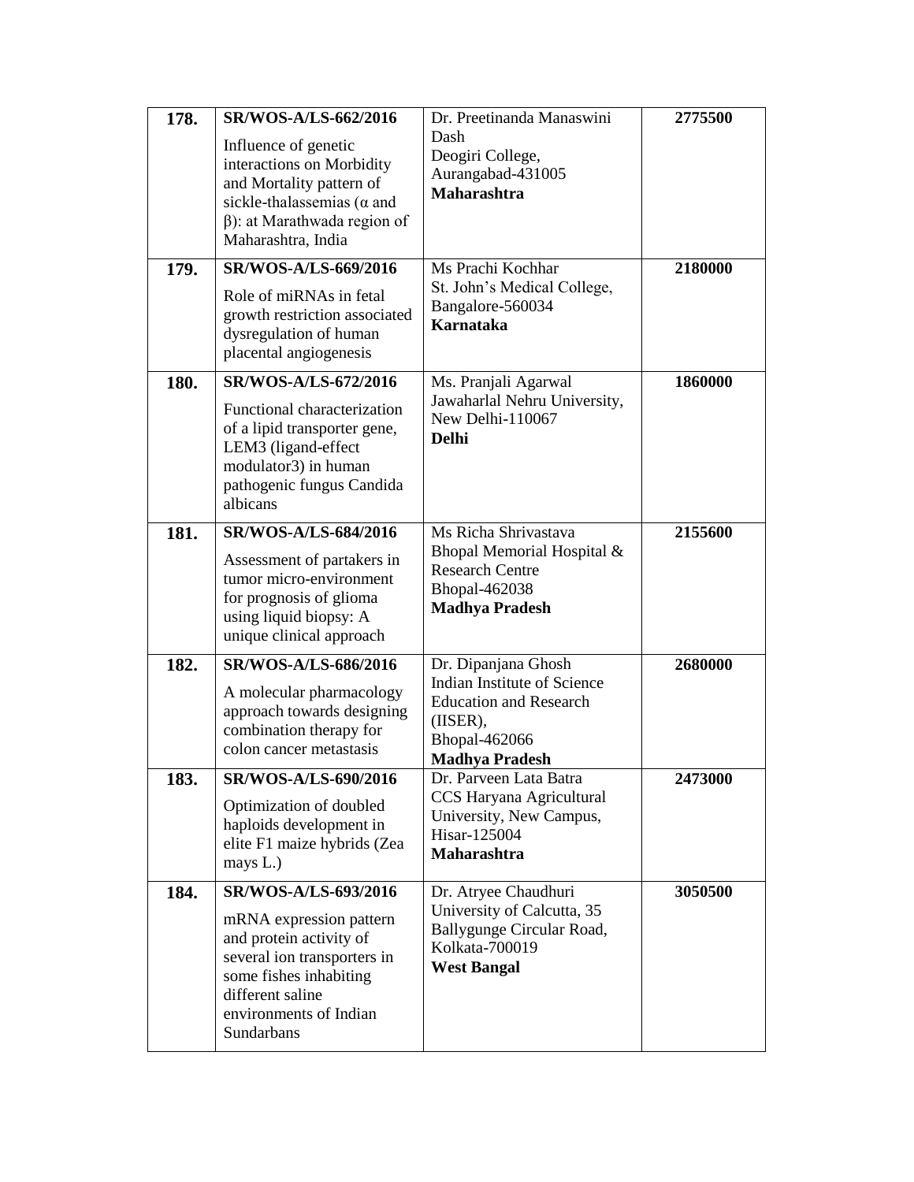| 178. | **SR/WOS-A/LS-662/2016** Influence of genetic interactions on Morbidity and Mortality pattern of sickle-thalassemias (α and β): at Marathwada region of Maharashtra, India | Dr. Preetinanda Manaswini Dash Deogiri College, Aurangabad-431005 **Maharashtra** | **2775500** |
|---|---|---|---|
| 179. | **SR/WOS-A/LS-669/2016** Role of miRNAs in fetal growth restriction associated dysregulation of human placental angiogenesis | Ms Prachi Kochhar St. John's Medical College, Bangalore-560034 **Karnataka** | **2180000** |
| 180. | **SR/WOS-A/LS-672/2016** Functional characterization of a lipid transporter gene, LEM3 (ligand-effect modulator3) in human pathogenic fungus Candida albicans | Ms. Pranjali Agarwal Jawaharlal Nehru University, New Delhi-110067 **Delhi** | **1860000** |
| 181. | **SR/WOS-A/LS-684/2016** Assessment of partakers in tumor micro-environment for prognosis of glioma using liquid biopsy: A unique clinical approach | Ms Richa Shrivastava Bhopal Memorial Hospital & Research Centre Bhopal-462038 **Madhya Pradesh** | **2155600** |
| 182. | **SR/WOS-A/LS-686/2016** A molecular pharmacology approach towards designing combination therapy for colon cancer metastasis | Dr. Dipanjana Ghosh Indian Institute of Science Education and Research (IISER), Bhopal-462066 **Madhya Pradesh** | **2680000** |
| 183. | **SR/WOS-A/LS-690/2016** Optimization of doubled haploids development in elite F1 maize hybrids (Zea mays L.) | Dr. Parveen Lata Batra CCS Haryana Agricultural University, New Campus, Hisar-125004 **Maharashtra** | **2473000** |
| 184. | **SR/WOS-A/LS-693/2016** mRNA expression pattern and protein activity of several ion transporters in some fishes inhabiting different saline environments of Indian Sundarbans | Dr. Atryee Chaudhuri University of Calcutta, 35 Ballygunge Circular Road, Kolkata-700019 **West Bangal** | **3050500** |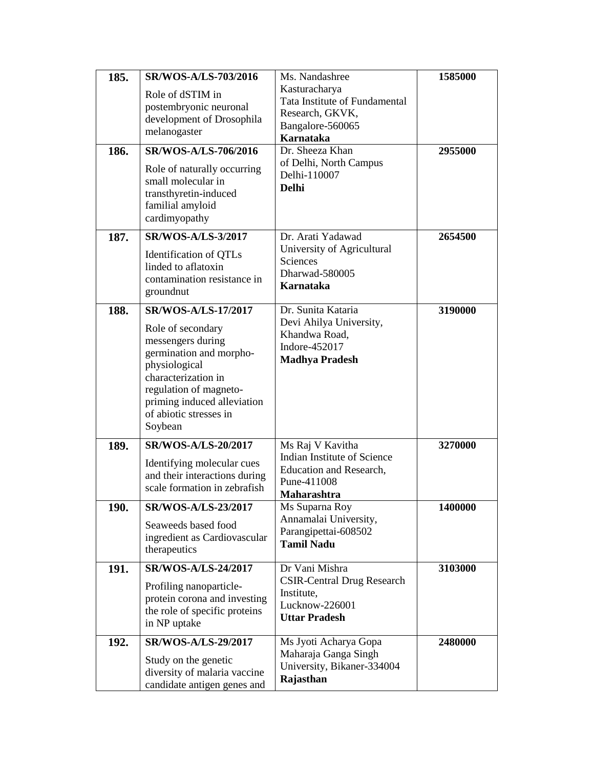| | | | |
|---|---|---|---|
| **185.** | **SR/WOS-A/LS-703/2016**<br>Role of dSTIM in postembryonic neuronal development of Drosophila melanogaster | Ms. Nandashree Kasturacharya<br>Tata Institute of Fundamental Research, GKVK, Bangalore-560065<br>**Karnataka** | **1585000** |
| **186.** | **SR/WOS-A/LS-706/2016**<br>Role of naturally occurring small molecular in transthyretin-induced familial amyloid cardimyopathy | Dr. Sheeza Khan<br>of Delhi, North Campus<br>Delhi-110007<br>**Delhi** | **2955000** |
| **187.** | **SR/WOS-A/LS-3/2017**<br>Identification of QTLs linded to aflatoxin contamination resistance in groundnut | Dr. Arati Yadawad<br>University of Agricultural Sciences<br>Dharwad-580005<br>**Karnataka** | **2654500** |
| **188.** | **SR/WOS-A/LS-17/2017**<br>Role of secondary messengers during germination and morpho-physiological characterization in regulation of magneto-priming induced alleviation of abiotic stresses in Soybean | Dr. Sunita Kataria<br>Devi Ahilya University, Khandwa Road,<br>Indore-452017<br>**Madhya Pradesh** | **3190000** |
| **189.** | **SR/WOS-A/LS-20/2017**<br>Identifying molecular cues and their interactions during scale formation in zebrafish | Ms Raj V Kavitha<br>Indian Institute of Science Education and Research,<br>Pune-411008<br>**Maharashtra** | **3270000** |
| **190.** | **SR/WOS-A/LS-23/2017**<br>Seaweeds based food ingredient as Cardiovascular therapeutics | Ms Suparna Roy<br>Annamalai University,<br>Parangipettai-608502<br>**Tamil Nadu** | **1400000** |
| **191.** | **SR/WOS-A/LS-24/2017**<br>Profiling nanoparticle-protein corona and investing the role of specific proteins in NP uptake | Dr Vani Mishra<br>CSIR-Central Drug Research Institute,<br>Lucknow-226001<br>**Uttar Pradesh** | **3103000** |
| **192.** | **SR/WOS-A/LS-29/2017**<br>Study on the genetic diversity of malaria vaccine candidate antigen genes and | Ms Jyoti Acharya Gopa<br>Maharaja Ganga Singh University, Bikaner-334004<br>**Rajasthan** | **2480000** |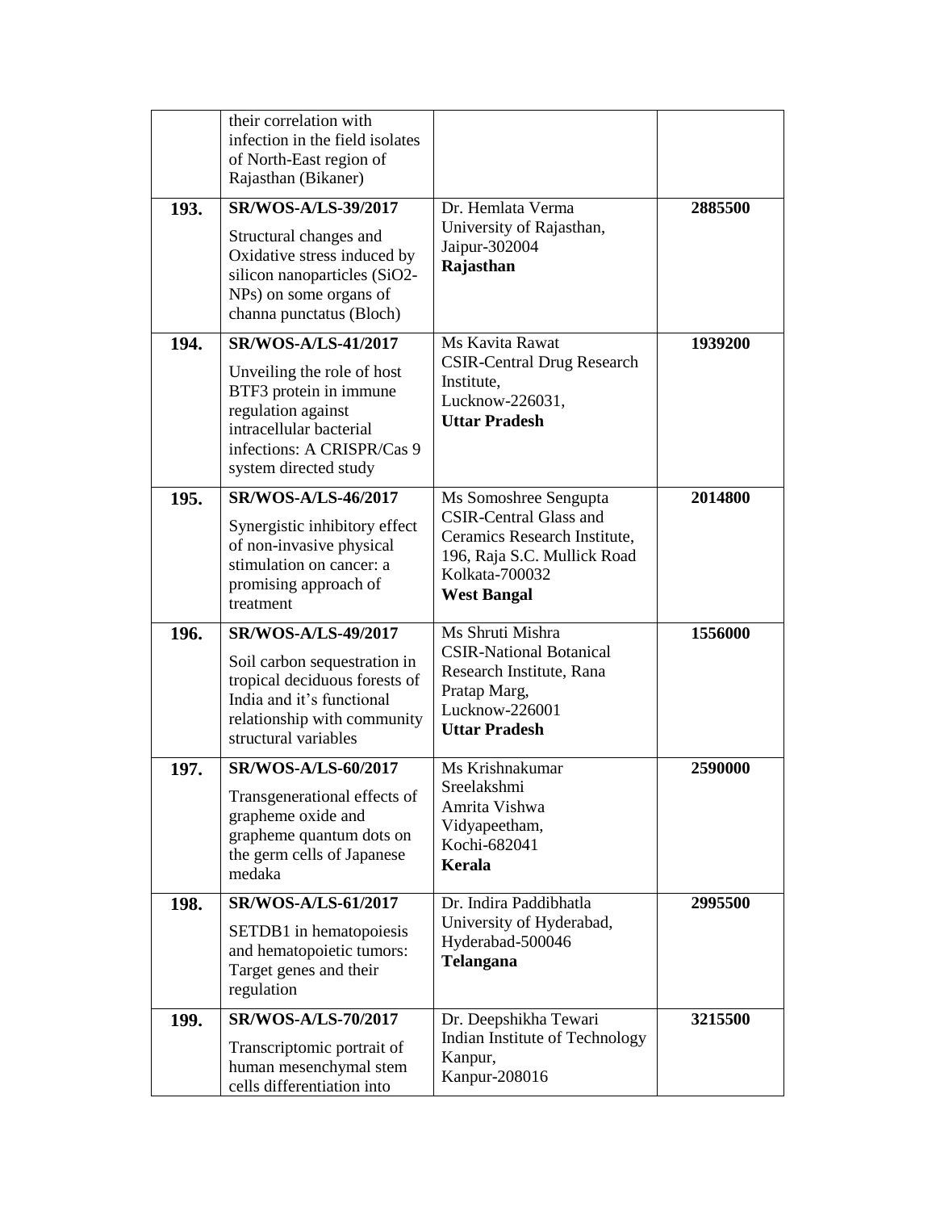|  |  |  |  |
|---|---|---|---|
|  | their correlation with infection in the field isolates of North-East region of Rajasthan (Bikaner) |  |  |
| **193.** | **SR/WOS-A/LS-39/2017**<br>Structural changes and Oxidative stress induced by silicon nanoparticles (SiO2-NPs) on some organs of channa punctatus (Bloch) | Dr. Hemlata Verma<br>University of Rajasthan, Jaipur-302004<br>**Rajasthan** | **2885500** |
| **194.** | **SR/WOS-A/LS-41/2017**<br>Unveiling the role of host BTF3 protein in immune regulation against intracellular bacterial infections: A CRISPR/Cas 9 system directed study | Ms Kavita Rawat<br>CSIR-Central Drug Research Institute,<br>Lucknow-226031,<br>**Uttar Pradesh** | **1939200** |
| **195.** | **SR/WOS-A/LS-46/2017**<br>Synergistic inhibitory effect of non-invasive physical stimulation on cancer: a promising approach of treatment | Ms Somoshree Sengupta<br>CSIR-Central Glass and Ceramics Research Institute, 196, Raja S.C. Mullick Road<br>Kolkata-700032<br>**West Bangal** | **2014800** |
| **196.** | **SR/WOS-A/LS-49/2017**<br>Soil carbon sequestration in tropical deciduous forests of India and it's functional relationship with community structural variables | Ms Shruti Mishra<br>CSIR-National Botanical Research Institute, Rana Pratap Marg,<br>Lucknow-226001<br>**Uttar Pradesh** | **1556000** |
| **197.** | **SR/WOS-A/LS-60/2017**<br>Transgenerational effects of grapheme oxide and grapheme quantum dots on the germ cells of Japanese medaka | Ms Krishnakumar Sreelakshmi<br>Amrita Vishwa Vidyapeetham,<br>Kochi-682041<br>**Kerala** | **2590000** |
| **198.** | **SR/WOS-A/LS-61/2017**<br>SETDB1 in hematopoiesis and hematopoietic tumors: Target genes and their regulation | Dr. Indira Paddibhatla<br>University of Hyderabad,<br>Hyderabad-500046<br>**Telangana** | **2995500** |
| **199.** | **SR/WOS-A/LS-70/2017**<br>Transcriptomic portrait of human mesenchymal stem cells differentiation into | Dr. Deepshikha Tewari<br>Indian Institute of Technology Kanpur,<br>Kanpur-208016 | **3215500** |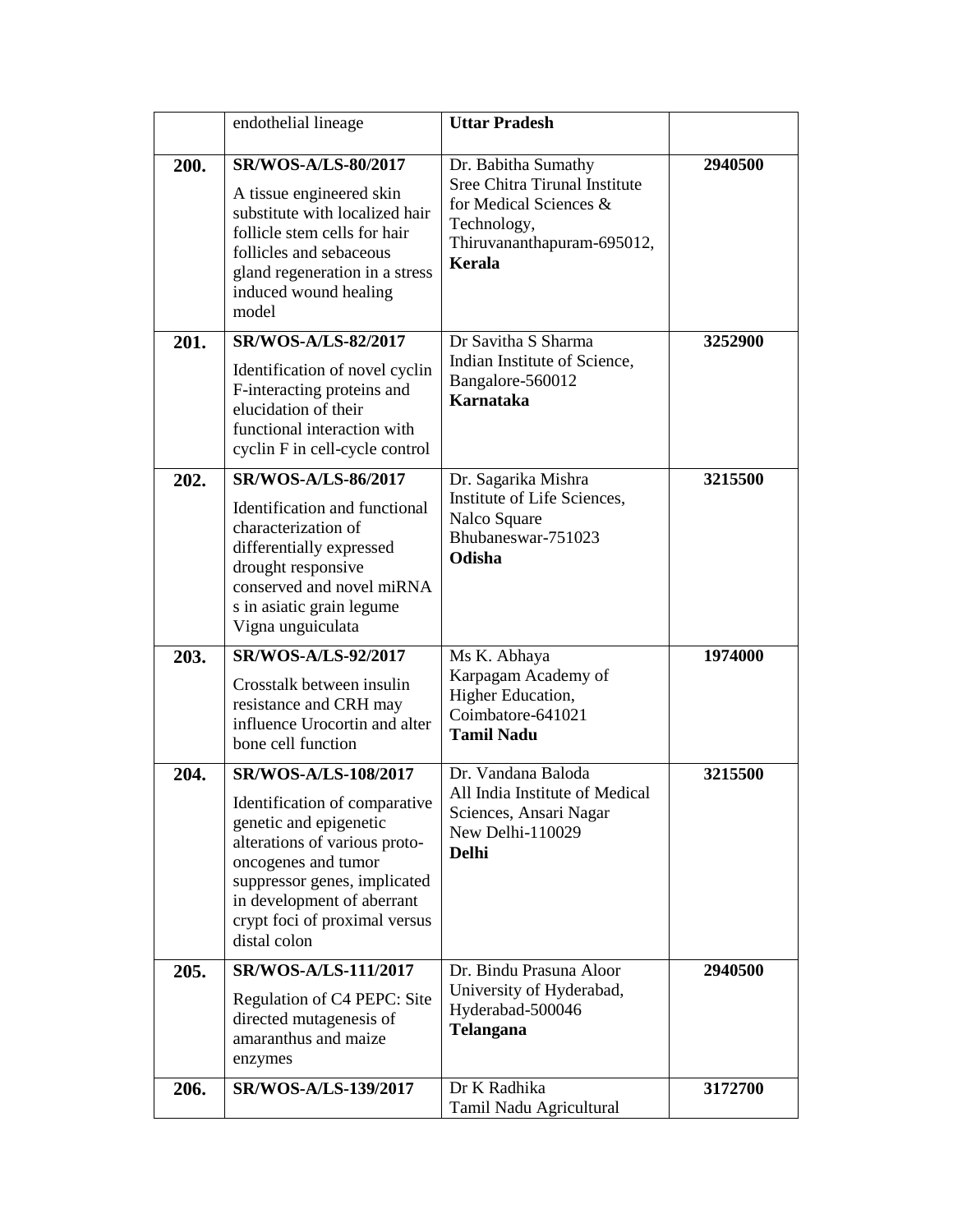| | | | |
|---|---|---|---|
| | endothelial lineage | **Uttar Pradesh** | |
| **200.** | **SR/WOS-A/LS-80/2017**<br>A tissue engineered skin substitute with localized hair follicle stem cells for hair follicles and sebaceous gland regeneration in a stress induced wound healing model | Dr. Babitha Sumathy<br>Sree Chitra Tirunal Institute for Medical Sciences & Technology,<br>Thiruvananthapuram-695012,<br>**Kerala** | **2940500** |
| **201.** | **SR/WOS-A/LS-82/2017**<br>Identification of novel cyclin F-interacting proteins and elucidation of their functional interaction with cyclin F in cell-cycle control | Dr Savitha S Sharma<br>Indian Institute of Science,<br>Bangalore-560012<br>**Karnataka** | **3252900** |
| **202.** | **SR/WOS-A/LS-86/2017**<br>Identification and functional characterization of differentially expressed drought responsive conserved and novel miRNA s in asiatic grain legume Vigna unguiculata | Dr. Sagarika Mishra<br>Institute of Life Sciences,<br>Nalco Square<br>Bhubaneswar-751023<br>**Odisha** | **3215500** |
| **203.** | **SR/WOS-A/LS-92/2017**<br>Crosstalk between insulin resistance and CRH may influence Urocortin and alter bone cell function | Ms K. Abhaya<br>Karpagam Academy of Higher Education,<br>Coimbatore-641021<br>**Tamil Nadu** | **1974000** |
| **204.** | **SR/WOS-A/LS-108/2017**<br>Identification of comparative genetic and epigenetic alterations of various proto-oncogenes and tumor suppressor genes, implicated in development of aberrant crypt foci of proximal versus distal colon | Dr. Vandana Baloda<br>All India Institute of Medical Sciences, Ansari Nagar<br>New Delhi-110029<br>**Delhi** | **3215500** |
| **205.** | **SR/WOS-A/LS-111/2017**<br>Regulation of C4 PEPC: Site directed mutagenesis of amaranthus and maize enzymes | Dr. Bindu Prasuna Aloor<br>University of Hyderabad,<br>Hyderabad-500046<br>**Telangana** | **2940500** |
| **206.** | **SR/WOS-A/LS-139/2017** | Dr K Radhika<br>Tamil Nadu Agricultural | **3172700** |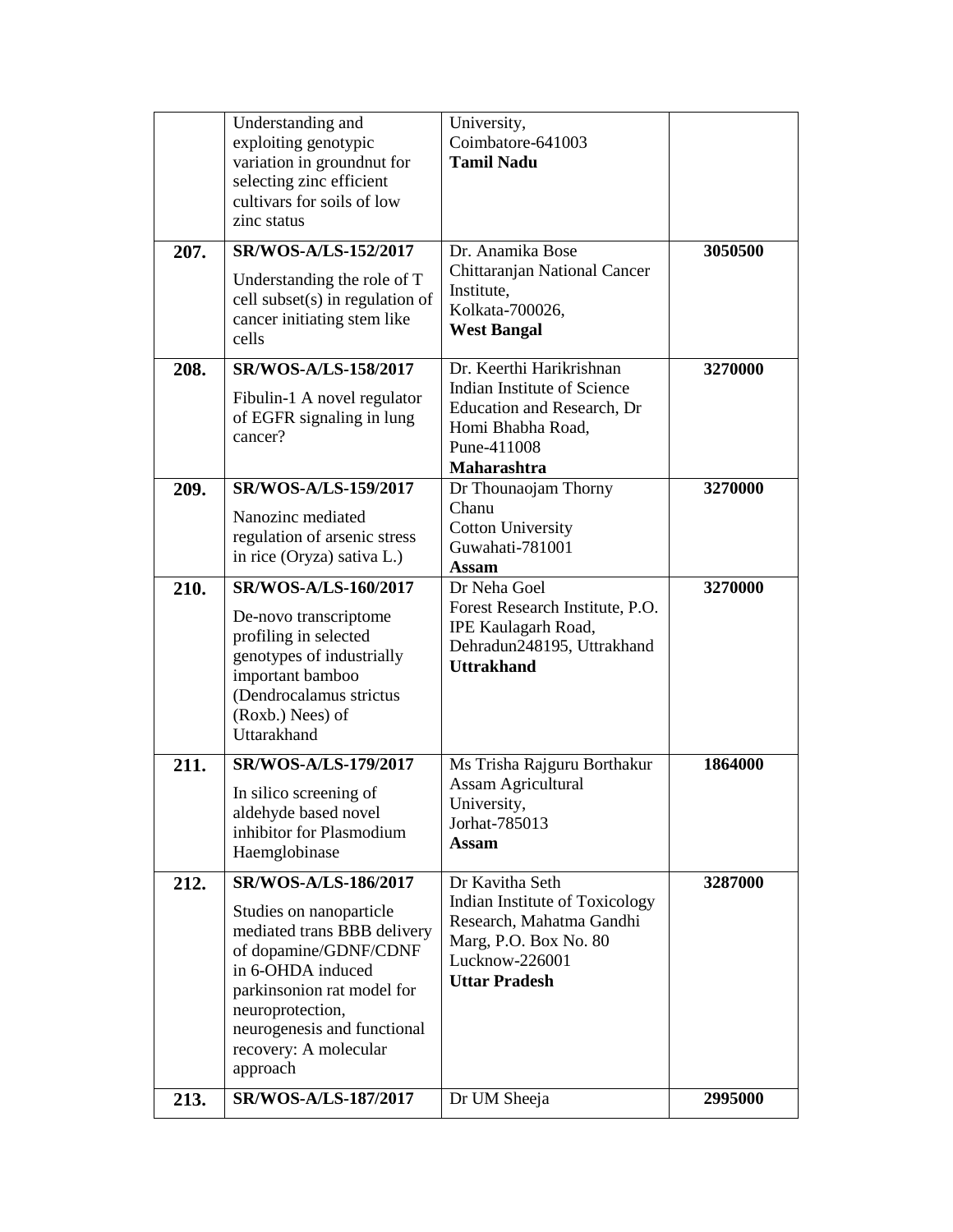| | | | |
|---|---|---|---|
| | Understanding and exploiting genotypic variation in groundnut for selecting zinc efficient cultivars for soils of low zinc status | University, Coimbatore-641003 **Tamil Nadu** | |
| **207.** | **SR/WOS-A/LS-152/2017** Understanding the role of T cell subset(s) in regulation of cancer initiating stem like cells | Dr. Anamika Bose Chittaranjan National Cancer Institute, Kolkata-700026, **West Bangal** | **3050500** |
| **208.** | **SR/WOS-A/LS-158/2017** Fibulin-1 A novel regulator of EGFR signaling in lung cancer? | Dr. Keerthi Harikrishnan Indian Institute of Science Education and Research, Dr Homi Bhabha Road, Pune-411008 **Maharashtra** | **3270000** |
| **209.** | **SR/WOS-A/LS-159/2017** Nanozinc mediated regulation of arsenic stress in rice (Oryza) sativa L.) | Dr Thounaojam Thorny Chanu Cotton University Guwahati-781001 **Assam** | **3270000** |
| **210.** | **SR/WOS-A/LS-160/2017** De-novo transcriptome profiling in selected genotypes of industrially important bamboo (Dendrocalamus strictus (Roxb.) Nees) of Uttarakhand | Dr Neha Goel Forest Research Institute, P.O. IPE Kaulagarh Road, Dehradun248195, Uttrakhand **Uttrakhand** | **3270000** |
| **211.** | **SR/WOS-A/LS-179/2017** In silico screening of aldehyde based novel inhibitor for Plasmodium Haemglobinase | Ms Trisha Rajguru Borthakur Assam Agricultural University, Jorhat-785013 **Assam** | **1864000** |
| **212.** | **SR/WOS-A/LS-186/2017** Studies on nanoparticle mediated trans BBB delivery of dopamine/GDNF/CDNF in 6-OHDA induced parkinsonion rat model for neuroprotection, neurogenesis and functional recovery: A molecular approach | Dr Kavitha Seth Indian Institute of Toxicology Research, Mahatma Gandhi Marg, P.O. Box No. 80 Lucknow-226001 **Uttar Pradesh** | **3287000** |
| **213.** | **SR/WOS-A/LS-187/2017** | Dr UM Sheeja | **2995000** |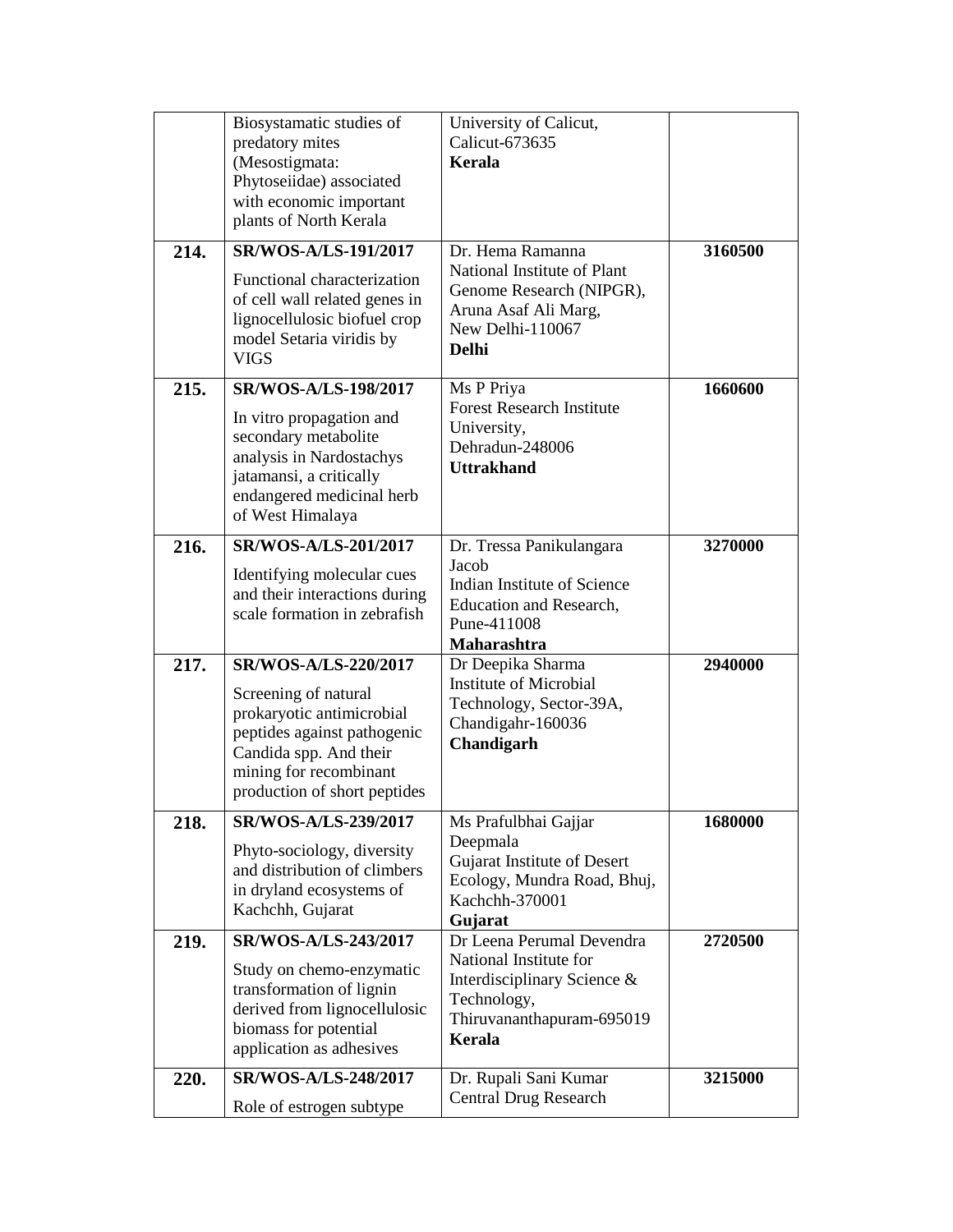|  |  |  |  |
|---|---|---|---|
|  | Biosystamatic studies of predatory mites (Mesostigmata: Phytoseiidae) associated with economic important plants of North Kerala | University of Calicut, Calicut-673635 **Kerala** |  |
| **214.** | **SR/WOS-A/LS-191/2017** Functional characterization of cell wall related genes in lignocellulosic biofuel crop model Setaria viridis by VIGS | Dr. Hema Ramanna National Institute of Plant Genome Research (NIPGR), Aruna Asaf Ali Marg, New Delhi-110067 **Delhi** | **3160500** |
| **215.** | **SR/WOS-A/LS-198/2017** In vitro propagation and secondary metabolite analysis in Nardostachys jatamansi, a critically endangered medicinal herb of West Himalaya | Ms P Priya Forest Research Institute University, Dehradun-248006 **Uttrakhand** | **1660600** |
| **216.** | **SR/WOS-A/LS-201/2017** Identifying molecular cues and their interactions during scale formation in zebrafish | Dr. Tressa Panikulangara Jacob Indian Institute of Science Education and Research, Pune-411008 **Maharashtra** | **3270000** |
| **217.** | **SR/WOS-A/LS-220/2017** Screening of natural prokaryotic antimicrobial peptides against pathogenic Candida spp. And their mining for recombinant production of short peptides | Dr Deepika Sharma Institute of Microbial Technology, Sector-39A, Chandigahr-160036 **Chandigarh** | **2940000** |
| **218.** | **SR/WOS-A/LS-239/2017** Phyto-sociology, diversity and distribution of climbers in dryland ecosystems of Kachchh, Gujarat | Ms Prafulbhai Gajjar Deepmala Gujarat Institute of Desert Ecology, Mundra Road, Bhuj, Kachchh-370001 **Gujarat** | **1680000** |
| **219.** | **SR/WOS-A/LS-243/2017** Study on chemo-enzymatic transformation of lignin derived from lignocellulosic biomass for potential application as adhesives | Dr Leena Perumal Devendra National Institute for Interdisciplinary Science & Technology, Thiruvananthapuram-695019 **Kerala** | **2720500** |
| **220.** | **SR/WOS-A/LS-248/2017** Role of estrogen subtype | Dr. Rupali Sani Kumar Central Drug Research | **3215000** |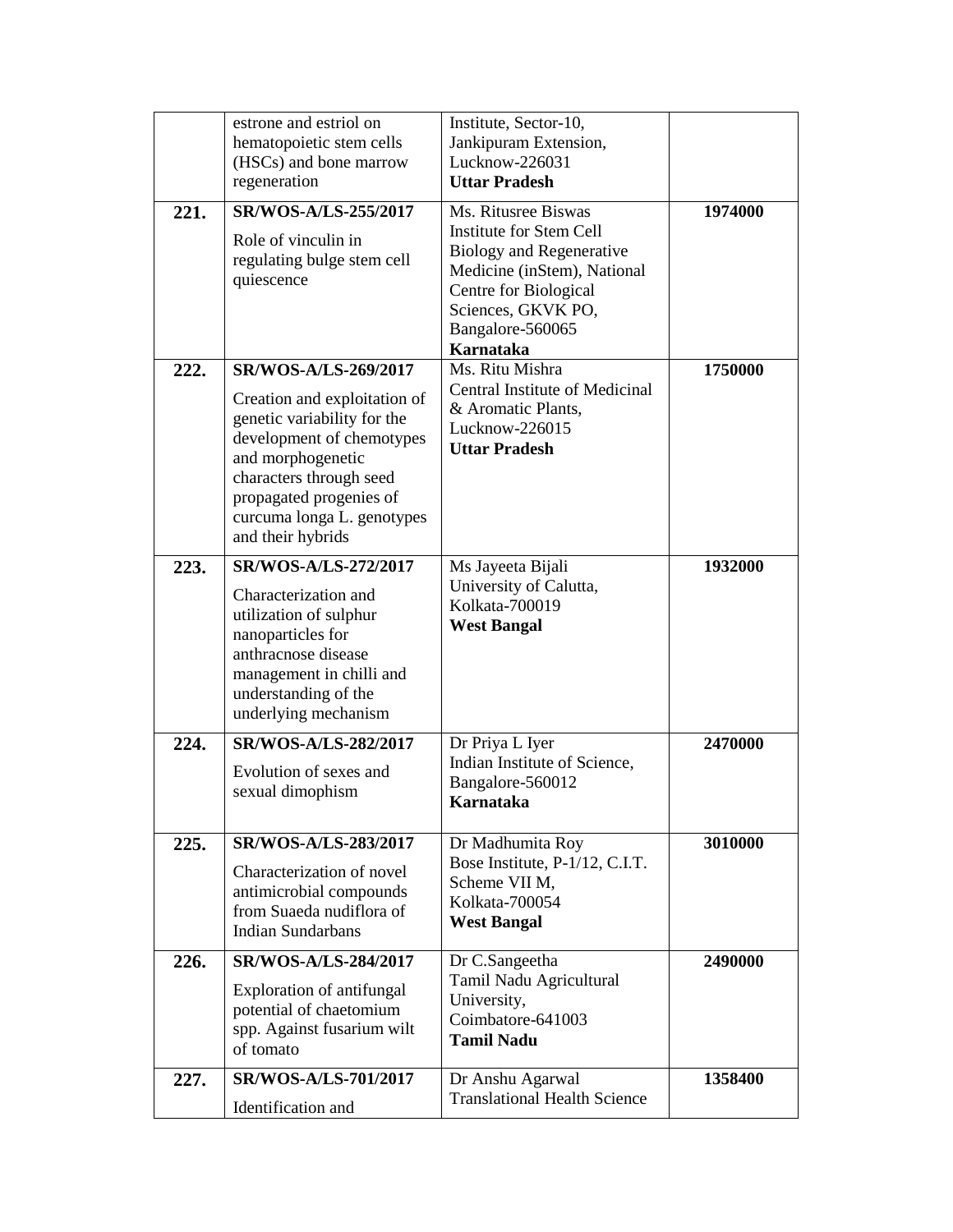|  | estrone and estriol on hematopoietic stem cells (HSCs) and bone marrow regeneration | Institute, Sector-10, Jankipuram Extension, Lucknow-226031 **Uttar Pradesh** |  |
|---|---|---|---|
| **221.** | **SR/WOS-A/LS-255/2017** Role of vinculin in regulating bulge stem cell quiescence | Ms. Ritusree Biswas Institute for Stem Cell Biology and Regenerative Medicine (inStem), National Centre for Biological Sciences, GKVK PO, Bangalore-560065 **Karnataka** | **1974000** |
| **222.** | **SR/WOS-A/LS-269/2017** Creation and exploitation of genetic variability for the development of chemotypes and morphogenetic characters through seed propagated progenies of curcuma longa L. genotypes and their hybrids | Ms. Ritu Mishra Central Institute of Medicinal & Aromatic Plants, Lucknow-226015 **Uttar Pradesh** | **1750000** |
| **223.** | **SR/WOS-A/LS-272/2017** Characterization and utilization of sulphur nanoparticles for anthracnose disease management in chilli and understanding of the underlying mechanism | Ms Jayeeta Bijali University of Calutta, Kolkata-700019 **West Bangal** | **1932000** |
| **224.** | **SR/WOS-A/LS-282/2017** Evolution of sexes and sexual dimophism | Dr Priya L Iyer Indian Institute of Science, Bangalore-560012 **Karnataka** | **2470000** |
| **225.** | **SR/WOS-A/LS-283/2017** Characterization of novel antimicrobial compounds from Suaeda nudiflora of Indian Sundarbans | Dr Madhumita Roy Bose Institute, P-1/12, C.I.T. Scheme VII M, Kolkata-700054 **West Bangal** | **3010000** |
| **226.** | **SR/WOS-A/LS-284/2017** Exploration of antifungal potential of chaetomium spp. Against fusarium wilt of tomato | Dr C.Sangeetha Tamil Nadu Agricultural University, Coimbatore-641003 **Tamil Nadu** | **2490000** |
| **227.** | **SR/WOS-A/LS-701/2017** Identification and | Dr Anshu Agarwal Translational Health Science | **1358400** |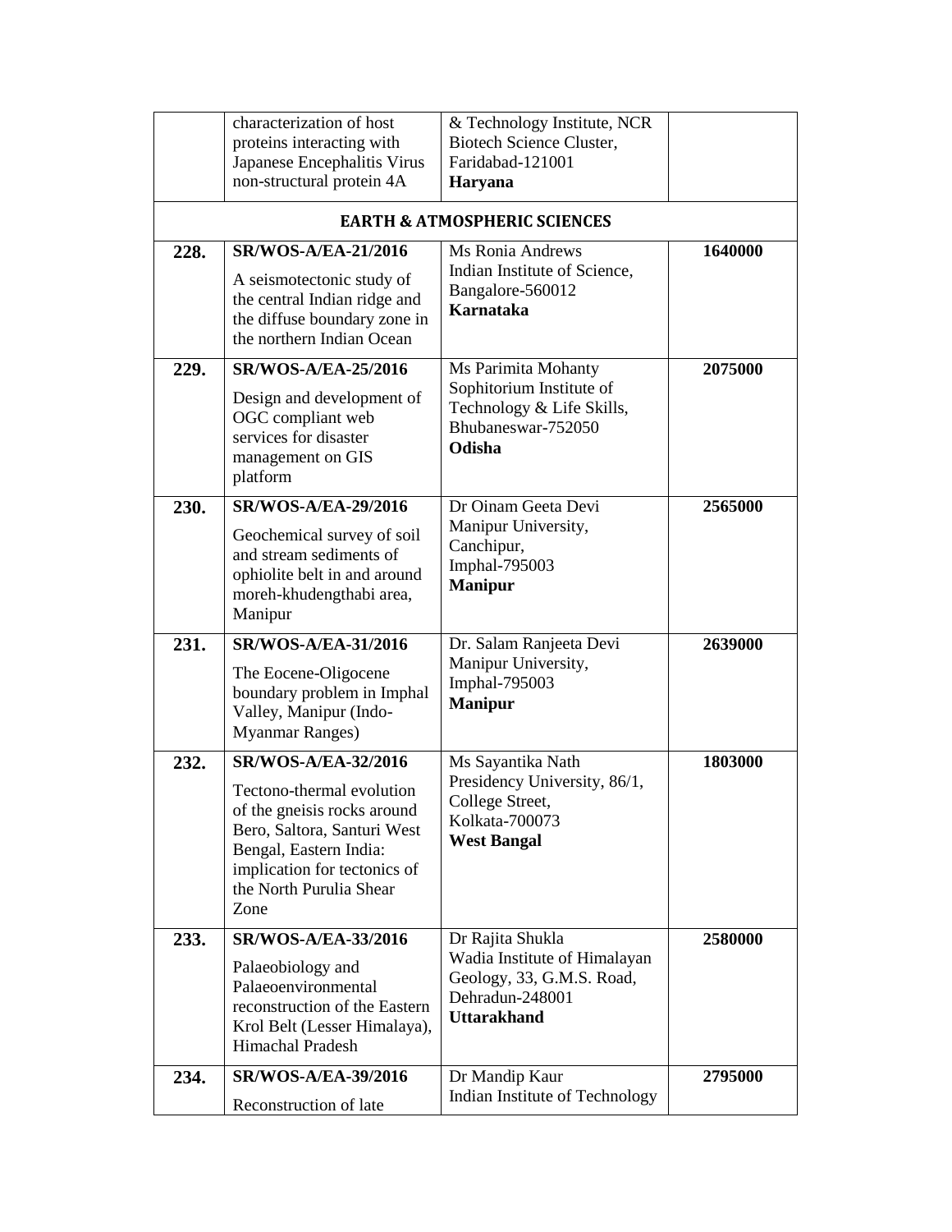| | | | |
|---|---|---|---|
| | characterization of host proteins interacting with Japanese Encephalitis Virus non-structural protein 4A | & Technology Institute, NCR Biotech Science Cluster, Faridabad-121001 **Haryana** | |
| | **EARTH & ATMOSPHERIC SCIENCES** | | |
| **228.** | **SR/WOS-A/EA-21/2016** A seismotectonic study of the central Indian ridge and the diffuse boundary zone in the northern Indian Ocean | Ms Ronia Andrews Indian Institute of Science, Bangalore-560012 **Karnataka** | **1640000** |
| **229.** | **SR/WOS-A/EA-25/2016** Design and development of OGC compliant web services for disaster management on GIS platform | Ms Parimita Mohanty Sophitorium Institute of Technology & Life Skills, Bhubaneswar-752050 **Odisha** | **2075000** |
| **230.** | **SR/WOS-A/EA-29/2016** Geochemical survey of soil and stream sediments of ophiolite belt in and around moreh-khudengthabi area, Manipur | Dr Oinam Geeta Devi Manipur University, Canchipur, Imphal-795003 **Manipur** | **2565000** |
| **231.** | **SR/WOS-A/EA-31/2016** The Eocene-Oligocene boundary problem in Imphal Valley, Manipur (Indo-Myanmar Ranges) | Dr. Salam Ranjeeta Devi Manipur University, Imphal-795003 **Manipur** | **2639000** |
| **232.** | **SR/WOS-A/EA-32/2016** Tectono-thermal evolution of the gneisis rocks around Bero, Saltora, Santuri West Bengal, Eastern India: implication for tectonics of the North Purulia Shear Zone | Ms Sayantika Nath Presidency University, 86/1, College Street, Kolkata-700073 **West Bangal** | **1803000** |
| **233.** | **SR/WOS-A/EA-33/2016** Palaeobiology and Palaeoenvironmental reconstruction of the Eastern Krol Belt (Lesser Himalaya), Himachal Pradesh | Dr Rajita Shukla Wadia Institute of Himalayan Geology, 33, G.M.S. Road, Dehradun-248001 **Uttarakhand** | **2580000** |
| **234.** | **SR/WOS-A/EA-39/2016** Reconstruction of late | Dr Mandip Kaur Indian Institute of Technology | **2795000** |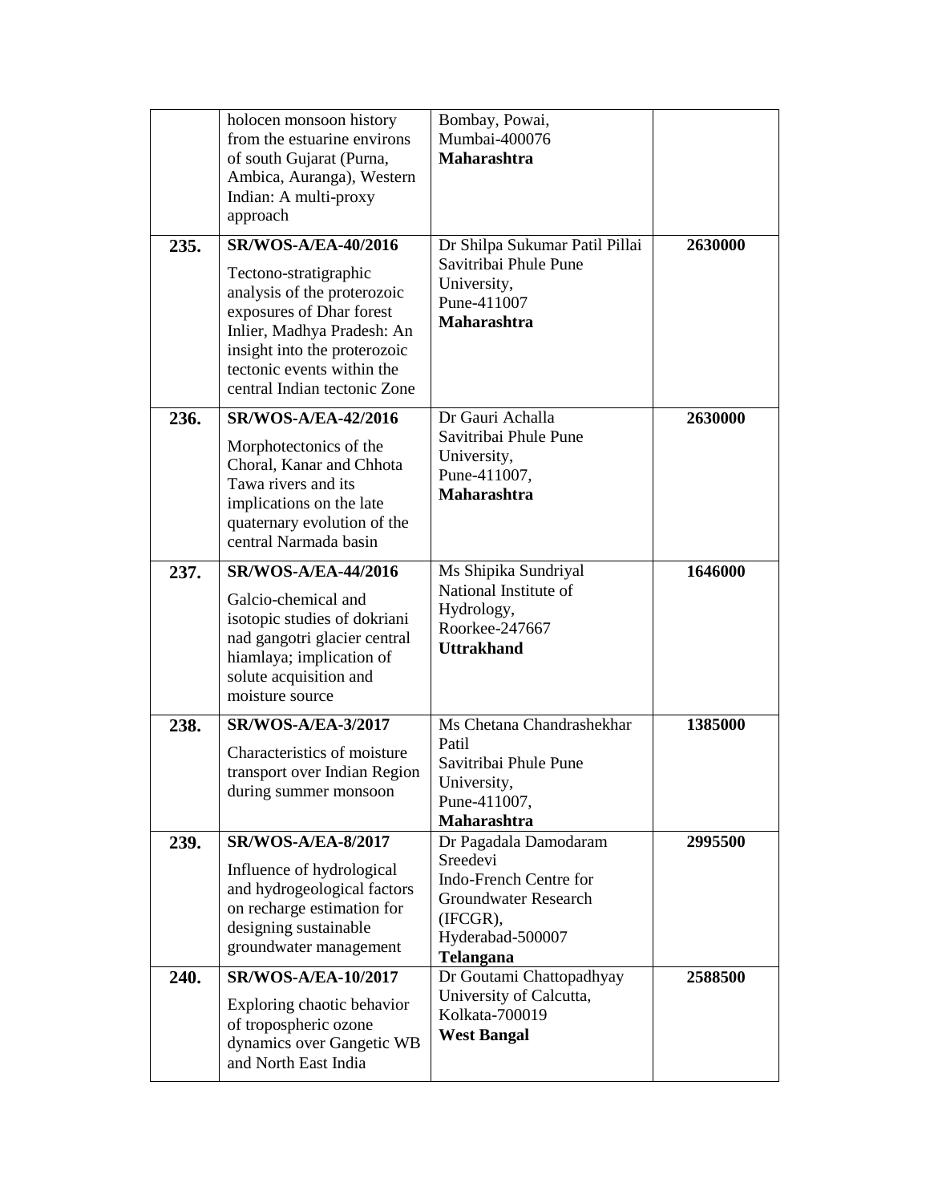| | | | |
|---|---|---|---|
| | holocen monsoon history from the estuarine environs of south Gujarat (Purna, Ambica, Auranga), Western Indian: A multi-proxy approach | Bombay, Powai, Mumbai-400076 **Maharashtra** | |
| **235.** | **SR/WOS-A/EA-40/2016** Tectono-stratigraphic analysis of the proterozoic exposures of Dhar forest Inlier, Madhya Pradesh: An insight into the proterozoic tectonic events within the central Indian tectonic Zone | Dr Shilpa Sukumar Patil Pillai Savitribai Phule Pune University, Pune-411007 **Maharashtra** | **2630000** |
| **236.** | **SR/WOS-A/EA-42/2016** Morphotectonics of the Choral, Kanar and Chhota Tawa rivers and its implications on the late quaternary evolution of the central Narmada basin | Dr Gauri Achalla Savitribai Phule Pune University, Pune-411007, **Maharashtra** | **2630000** |
| **237.** | **SR/WOS-A/EA-44/2016** Galcio-chemical and isotopic studies of dokriani nad gangotri glacier central hiamlaya; implication of solute acquisition and moisture source | Ms Shipika Sundriyal National Institute of Hydrology, Roorkee-247667 **Uttrakhand** | **1646000** |
| **238.** | **SR/WOS-A/EA-3/2017** Characteristics of moisture transport over Indian Region during summer monsoon | Ms Chetana Chandrashekhar Patil Savitribai Phule Pune University, Pune-411007, **Maharashtra** | **1385000** |
| **239.** | **SR/WOS-A/EA-8/2017** Influence of hydrological and hydrogeological factors on recharge estimation for designing sustainable groundwater management | Dr Pagadala Damodaram Sreedevi Indo-French Centre for Groundwater Research (IFCGR), Hyderabad-500007 **Telangana** | **2995500** |
| **240.** | **SR/WOS-A/EA-10/2017** Exploring chaotic behavior of tropospheric ozone dynamics over Gangetic WB and North East India | Dr Goutami Chattopadhyay University of Calcutta, Kolkata-700019 **West Bangal** | **2588500** |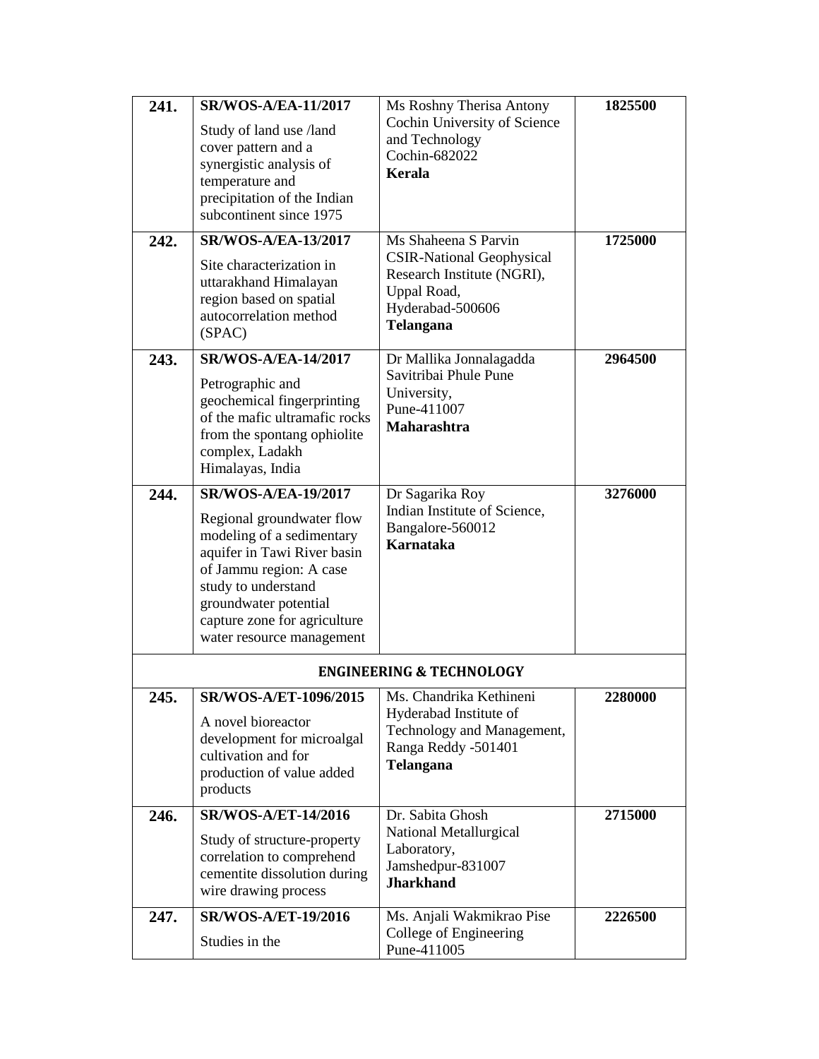| | | | |
|---|---|---|---|
| **241.** | **SR/WOS-A/EA-11/2017**<br>Study of land use /land cover pattern and a synergistic analysis of temperature and precipitation of the Indian subcontinent since 1975 | Ms Roshny Therisa Antony<br>Cochin University of Science and Technology<br>Cochin-682022<br>**Kerala** | **1825500** |
| **242.** | **SR/WOS-A/EA-13/2017**<br>Site characterization in uttarakhand Himalayan region based on spatial autocorrelation method (SPAC) | Ms Shaheena S Parvin<br>CSIR-National Geophysical Research Institute (NGRI),<br>Uppal Road,<br>Hyderabad-500606<br>**Telangana** | **1725000** |
| **243.** | **SR/WOS-A/EA-14/2017**<br>Petrographic and geochemical fingerprinting of the mafic ultramafic rocks from the spontang ophiolite complex, Ladakh Himalayas, India | Dr Mallika Jonnalagadda<br>Savitribai Phule Pune University,<br>Pune-411007<br>**Maharashtra** | **2964500** |
| **244.** | **SR/WOS-A/EA-19/2017**<br>Regional groundwater flow modeling of a sedimentary aquifer in Tawi River basin of Jammu region: A case study to understand groundwater potential capture zone for agriculture water resource management | Dr Sagarika Roy<br>Indian Institute of Science,<br>Bangalore-560012<br>**Karnataka** | **3276000** |
| | **ENGINEERING & TECHNOLOGY** | | |
| **245.** | **SR/WOS-A/ET-1096/2015**<br>A novel bioreactor development for microalgal cultivation and for production of value added products | Ms. Chandrika Kethineni<br>Hyderabad Institute of Technology and Management,<br>Ranga Reddy -501401<br>**Telangana** | **2280000** |
| **246.** | **SR/WOS-A/ET-14/2016**<br>Study of structure-property correlation to comprehend cementite dissolution during wire drawing process | Dr. Sabita Ghosh<br>National Metallurgical Laboratory,<br>Jamshedpur-831007<br>**Jharkhand** | **2715000** |
| **247.** | **SR/WOS-A/ET-19/2016**<br>Studies in the | Ms. Anjali Wakmikrao Pise<br>College of Engineering<br>Pune-411005 | **2226500** |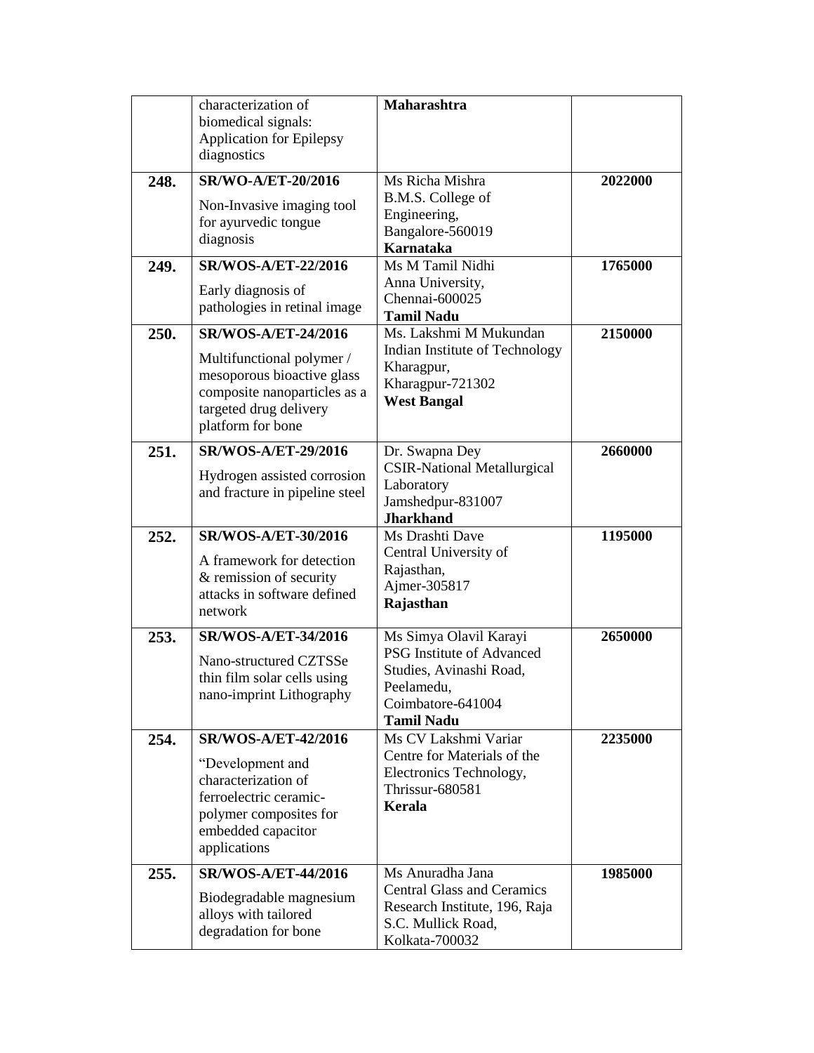| | | | |
|---|---|---|---|
| | characterization of biomedical signals: Application for Epilepsy diagnostics | **Maharashtra** | |
| **248.** | **SR/WO-A/ET-20/2016** Non-Invasive imaging tool for ayurvedic tongue diagnosis | Ms Richa Mishra B.M.S. College of Engineering, Bangalore-560019 **Karnataka** | **2022000** |
| **249.** | **SR/WOS-A/ET-22/2016** Early diagnosis of pathologies in retinal image | Ms M Tamil Nidhi Anna University, Chennai-600025 **Tamil Nadu** | **1765000** |
| **250.** | **SR/WOS-A/ET-24/2016** Multifunctional polymer / mesoporous bioactive glass composite nanoparticles as a targeted drug delivery platform for bone | Ms. Lakshmi M Mukundan Indian Institute of Technology Kharagpur, Kharagpur-721302 **West Bangal** | **2150000** |
| **251.** | **SR/WOS-A/ET-29/2016** Hydrogen assisted corrosion and fracture in pipeline steel | Dr. Swapna Dey CSIR-National Metallurgical Laboratory Jamshedpur-831007 **Jharkhand** | **2660000** |
| **252.** | **SR/WOS-A/ET-30/2016** A framework for detection & remission of security attacks in software defined network | Ms Drashti Dave Central University of Rajasthan, Ajmer-305817 **Rajasthan** | **1195000** |
| **253.** | **SR/WOS-A/ET-34/2016** Nano-structured CZTSSe thin film solar cells using nano-imprint Lithography | Ms Simya Olavil Karayi PSG Institute of Advanced Studies, Avinashi Road, Peelamedu, Coimbatore-641004 **Tamil Nadu** | **2650000** |
| **254.** | **SR/WOS-A/ET-42/2016** "Development and characterization of ferroelectric ceramic-polymer composites for embedded capacitor applications | Ms CV Lakshmi Variar Centre for Materials of the Electronics Technology, Thrissur-680581 **Kerala** | **2235000** |
| **255.** | **SR/WOS-A/ET-44/2016** Biodegradable magnesium alloys with tailored degradation for bone | Ms Anuradha Jana Central Glass and Ceramics Research Institute, 196, Raja S.C. Mullick Road, Kolkata-700032 | **1985000** |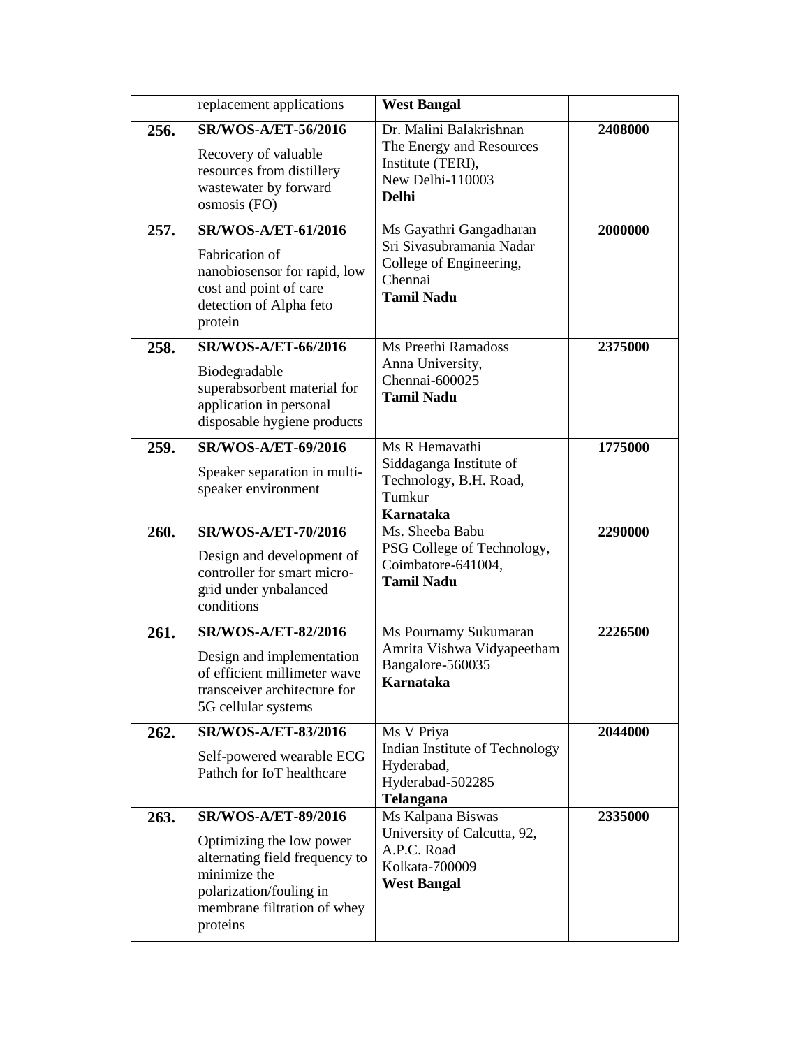| | | | |
|---|---|---|---|
| | replacement applications | **West Bangal** | |
| **256.** | **SR/WOS-A/ET-56/2016**<br>Recovery of valuable resources from distillery wastewater by forward osmosis (FO) | Dr. Malini Balakrishnan<br>The Energy and Resources Institute (TERI),<br>New Delhi-110003<br>**Delhi** | **2408000** |
| **257.** | **SR/WOS-A/ET-61/2016**<br>Fabrication of nanobiosensor for rapid, low cost and point of care detection of Alpha feto protein | Ms Gayathri Gangadharan<br>Sri Sivasubramania Nadar College of Engineering,<br>Chennai<br>**Tamil Nadu** | **2000000** |
| **258.** | **SR/WOS-A/ET-66/2016**<br>Biodegradable superabsorbent material for application in personal disposable hygiene products | Ms Preethi Ramadoss<br>Anna University,<br>Chennai-600025<br>**Tamil Nadu** | **2375000** |
| **259.** | **SR/WOS-A/ET-69/2016**<br>Speaker separation in multi-speaker environment | Ms R Hemavathi<br>Siddaganga Institute of Technology, B.H. Road,<br>Tumkur<br>**Karnataka** | **1775000** |
| **260.** | **SR/WOS-A/ET-70/2016**<br>Design and development of controller for smart micro-grid under ynbalanced conditions | Ms. Sheeba Babu<br>PSG College of Technology,<br>Coimbatore-641004,<br>**Tamil Nadu** | **2290000** |
| **261.** | **SR/WOS-A/ET-82/2016**<br>Design and implementation of efficient millimeter wave transceiver architecture for 5G cellular systems | Ms Pournamy Sukumaran<br>Amrita Vishwa Vidyapeetham<br>Bangalore-560035<br>**Karnataka** | **2226500** |
| **262.** | **SR/WOS-A/ET-83/2016**<br>Self-powered wearable ECG Pathch for IoT healthcare | Ms V Priya<br>Indian Institute of Technology Hyderabad,<br>Hyderabad-502285<br>**Telangana** | **2044000** |
| **263.** | **SR/WOS-A/ET-89/2016**<br>Optimizing the low power alternating field frequency to minimize the polarization/fouling in membrane filtration of whey proteins | Ms Kalpana Biswas<br>University of Calcutta, 92, A.P.C. Road<br>Kolkata-700009<br>**West Bangal** | **2335000** |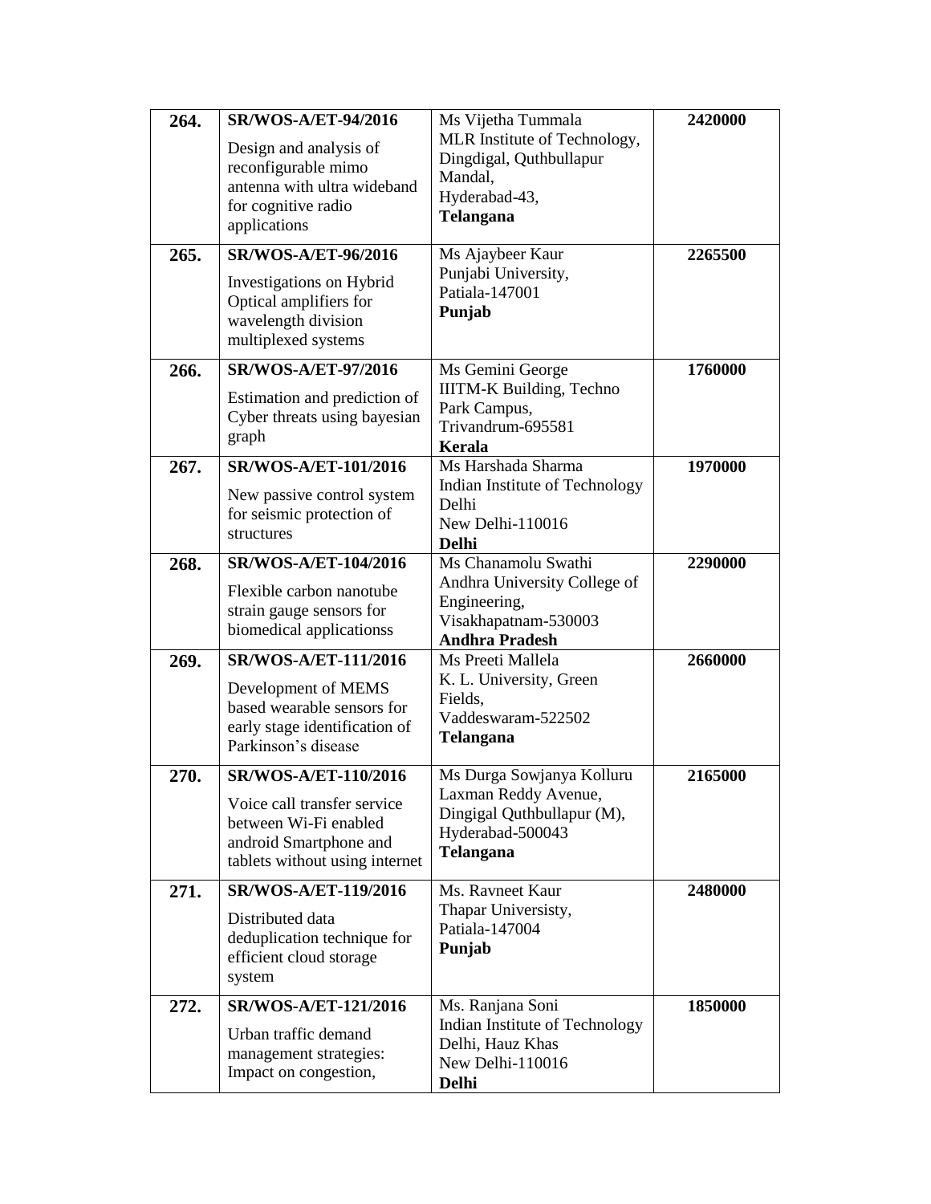| | | | |
|---|---|---|---|
| **264.** | **SR/WOS-A/ET-94/2016**<br>Design and analysis of reconfigurable mimo antenna with ultra wideband for cognitive radio applications | Ms Vijetha Tummala<br>MLR Institute of Technology, Dingdigal, Quthbullapur Mandal,<br>Hyderabad-43,<br>**Telangana** | **2420000** |
| **265.** | **SR/WOS-A/ET-96/2016**<br>Investigations on Hybrid Optical amplifiers for wavelength division multiplexed systems | Ms Ajaybeer Kaur<br>Punjabi University,<br>Patiala-147001<br>**Punjab** | **2265500** |
| **266.** | **SR/WOS-A/ET-97/2016**<br>Estimation and prediction of Cyber threats using bayesian graph | Ms Gemini George<br>IIITM-K Building, Techno Park Campus,<br>Trivandrum-695581<br>**Kerala** | **1760000** |
| **267.** | **SR/WOS-A/ET-101/2016**<br>New passive control system for seismic protection of structures | Ms Harshada Sharma<br>Indian Institute of Technology Delhi<br>New Delhi-110016<br>**Delhi** | **1970000** |
| **268.** | **SR/WOS-A/ET-104/2016**<br>Flexible carbon nanotube strain gauge sensors for biomedical applicationss | Ms Chanamolu Swathi<br>Andhra University College of Engineering,<br>Visakhapatnam-530003<br>**Andhra Pradesh** | **2290000** |
| **269.** | **SR/WOS-A/ET-111/2016**<br>Development of MEMS based wearable sensors for early stage identification of Parkinson's disease | Ms Preeti Mallela<br>K. L. University, Green Fields,<br>Vaddeswaram-522502<br>**Telangana** | **2660000** |
| **270.** | **SR/WOS-A/ET-110/2016**<br>Voice call transfer service between Wi-Fi enabled android Smartphone and tablets without using internet | Ms Durga Sowjanya Kolluru<br>Laxman Reddy Avenue,<br>Dingigal Quthbullapur (M),<br>Hyderabad-500043<br>**Telangana** | **2165000** |
| **271.** | **SR/WOS-A/ET-119/2016**<br>Distributed data deduplication technique for efficient cloud storage system | Ms. Ravneet Kaur<br>Thapar Universisty,<br>Patiala-147004<br>**Punjab** | **2480000** |
| **272.** | **SR/WOS-A/ET-121/2016**<br>Urban traffic demand management strategies: Impact on congestion, | Ms. Ranjana Soni<br>Indian Institute of Technology Delhi, Hauz Khas<br>New Delhi-110016<br>**Delhi** | **1850000** |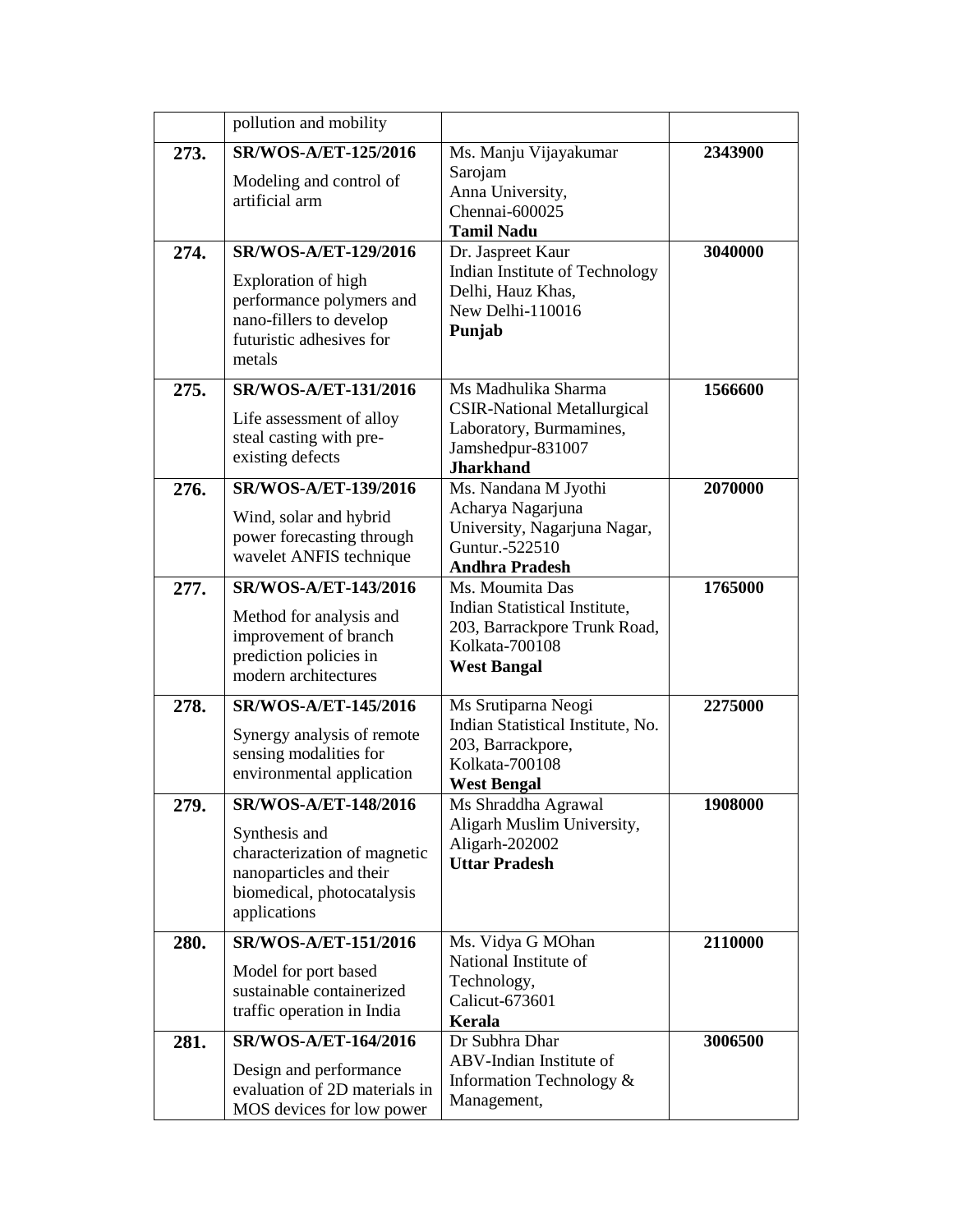| | | | |
|---|---|---|---|
| | pollution and mobility | | |
| **273.** | **SR/WOS-A/ET-125/2016** Modeling and control of artificial arm | Ms. Manju Vijayakumar Sarojam Anna University, Chennai-600025 **Tamil Nadu** | **2343900** |
| **274.** | **SR/WOS-A/ET-129/2016** Exploration of high performance polymers and nano-fillers to develop futuristic adhesives for metals | Dr. Jaspreet Kaur Indian Institute of Technology Delhi, Hauz Khas, New Delhi-110016 **Punjab** | **3040000** |
| **275.** | **SR/WOS-A/ET-131/2016** Life assessment of alloy steal casting with pre-existing defects | Ms Madhulika Sharma CSIR-National Metallurgical Laboratory, Burmamines, Jamshedpur-831007 **Jharkhand** | **1566600** |
| **276.** | **SR/WOS-A/ET-139/2016** Wind, solar and hybrid power forecasting through wavelet ANFIS technique | Ms. Nandana M Jyothi Acharya Nagarjuna University, Nagarjuna Nagar, Guntur.-522510 **Andhra Pradesh** | **2070000** |
| **277.** | **SR/WOS-A/ET-143/2016** Method for analysis and improvement of branch prediction policies in modern architectures | Ms. Moumita Das Indian Statistical Institute, 203, Barrackpore Trunk Road, Kolkata-700108 **West Bangal** | **1765000** |
| **278.** | **SR/WOS-A/ET-145/2016** Synergy analysis of remote sensing modalities for environmental application | Ms Srutiparna Neogi Indian Statistical Institute, No. 203, Barrackpore, Kolkata-700108 **West Bengal** | **2275000** |
| **279.** | **SR/WOS-A/ET-148/2016** Synthesis and characterization of magnetic nanoparticles and their biomedical, photocatalysis applications | Ms Shraddha Agrawal Aligarh Muslim University, Aligarh-202002 **Uttar Pradesh** | **1908000** |
| **280.** | **SR/WOS-A/ET-151/2016** Model for port based sustainable containerized traffic operation in India | Ms. Vidya G MOhan National Institute of Technology, Calicut-673601 **Kerala** | **2110000** |
| **281.** | **SR/WOS-A/ET-164/2016** Design and performance evaluation of 2D materials in MOS devices for low power | Dr Subhra Dhar ABV-Indian Institute of Information Technology & Management, | **3006500** |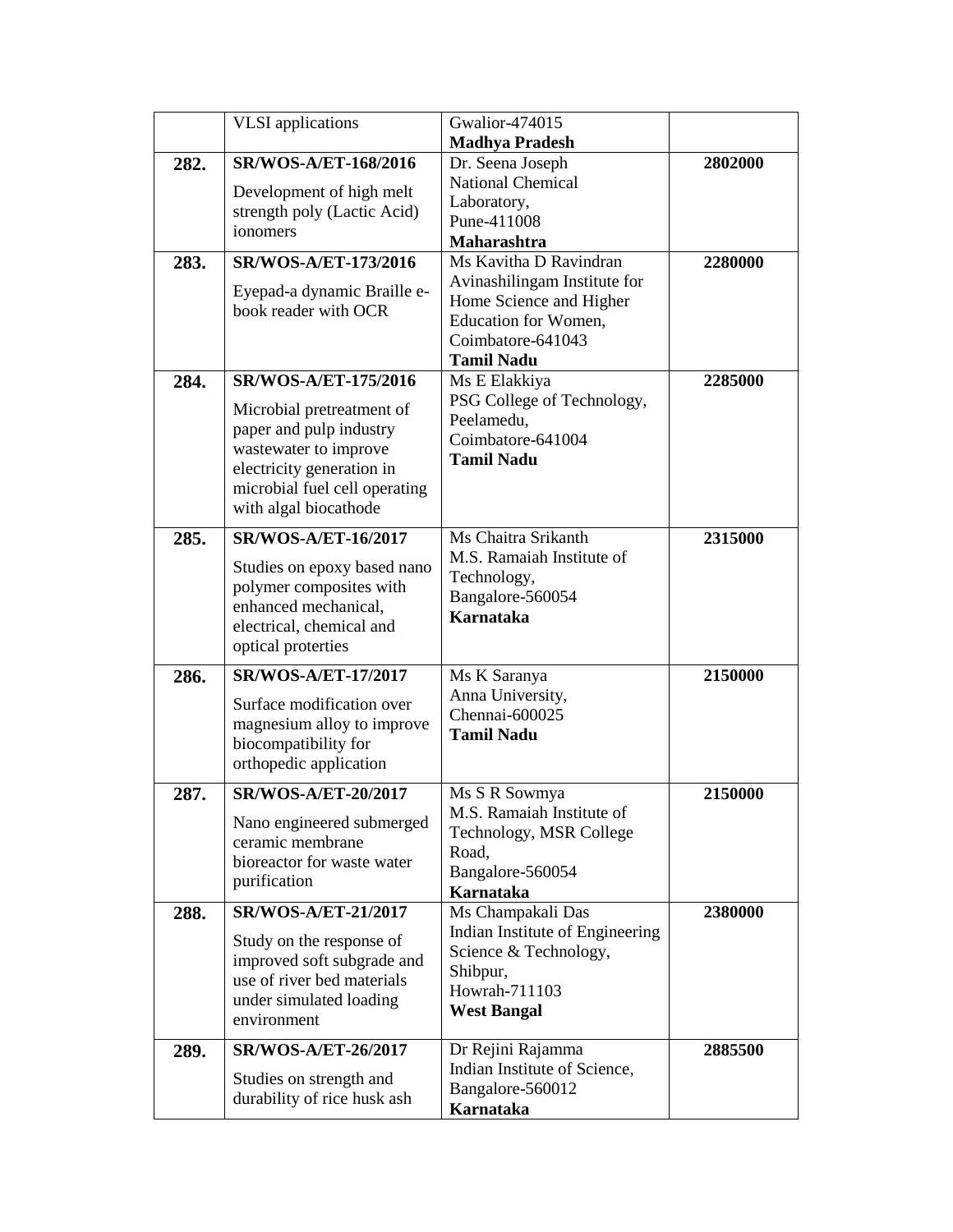| | | | |
|---|---|---|---|
| | VLSI applications | Gwalior-474015 **Madhya Pradesh** | |
| **282.** | **SR/WOS-A/ET-168/2016** Development of high melt strength poly (Lactic Acid) ionomers | Dr. Seena Joseph National Chemical Laboratory, Pune-411008 **Maharashtra** | **2802000** |
| **283.** | **SR/WOS-A/ET-173/2016** Eyepad-a dynamic Braille e-book reader with OCR | Ms Kavitha D Ravindran Avinashilingam Institute for Home Science and Higher Education for Women, Coimbatore-641043 **Tamil Nadu** | **2280000** |
| **284.** | **SR/WOS-A/ET-175/2016** Microbial pretreatment of paper and pulp industry wastewater to improve electricity generation in microbial fuel cell operating with algal biocathode | Ms E Elakkiya PSG College of Technology, Peelamedu, Coimbatore-641004 **Tamil Nadu** | **2285000** |
| **285.** | **SR/WOS-A/ET-16/2017** Studies on epoxy based nano polymer composites with enhanced mechanical, electrical, chemical and optical proterties | Ms Chaitra Srikanth M.S. Ramaiah Institute of Technology, Bangalore-560054 **Karnataka** | **2315000** |
| **286.** | **SR/WOS-A/ET-17/2017** Surface modification over magnesium alloy to improve biocompatibility for orthopedic application | Ms K Saranya Anna University, Chennai-600025 **Tamil Nadu** | **2150000** |
| **287.** | **SR/WOS-A/ET-20/2017** Nano engineered submerged ceramic membrane bioreactor for waste water purification | Ms S R Sowmya M.S. Ramaiah Institute of Technology, MSR College Road, Bangalore-560054 **Karnataka** | **2150000** |
| **288.** | **SR/WOS-A/ET-21/2017** Study on the response of improved soft subgrade and use of river bed materials under simulated loading environment | Ms Champakali Das Indian Institute of Engineering Science & Technology, Shibpur, Howrah-711103 **West Bangal** | **2380000** |
| **289.** | **SR/WOS-A/ET-26/2017** Studies on strength and durability of rice husk ash | Dr Rejini Rajamma Indian Institute of Science, Bangalore-560012 **Karnataka** | **2885500** |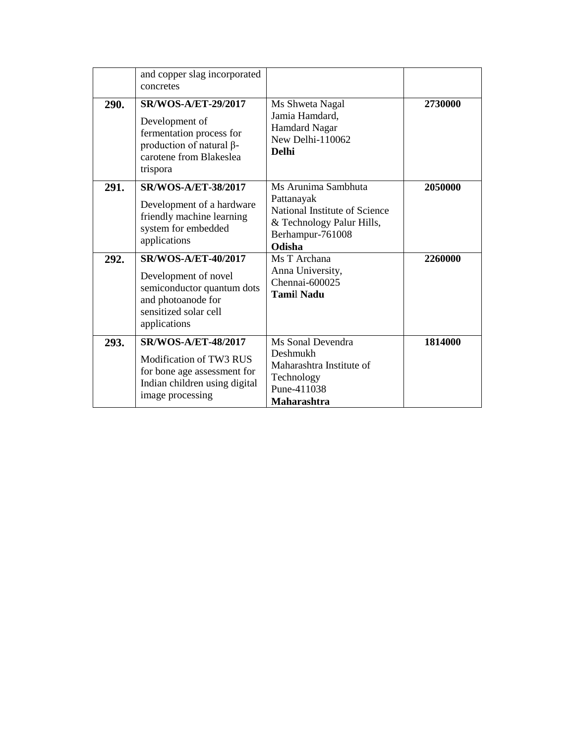| | | | |
|---|---|---|---|
| | and copper slag incorporated concretes | | |
| **290.** | **SR/WOS-A/ET-29/2017**<br>Development of fermentation process for production of natural $\beta$-carotene from Blakeslea trispora | Ms Shweta Nagal<br>Jamia Hamdard,<br>Hamdard Nagar<br>New Delhi-110062<br>**Delhi** | **2730000** |
| **291.** | **SR/WOS-A/ET-38/2017**<br>Development of a hardware friendly machine learning system for embedded applications | Ms Arunima Sambhuta Pattanayak<br>National Institute of Science & Technology Palur Hills,<br>Berhampur-761008<br>**Odisha** | **2050000** |
| **292.** | **SR/WOS-A/ET-40/2017**<br>Development of novel semiconductor quantum dots and photoanode for sensitized solar cell applications | Ms T Archana<br>Anna University,<br>Chennai-600025<br>**Tamil Nadu** | **2260000** |
| **293.** | **SR/WOS-A/ET-48/2017**<br>Modification of TW3 RUS for bone age assessment for Indian children using digital image processing | Ms Sonal Devendra Deshmukh<br>Maharashtra Institute of Technology<br>Pune-411038<br>**Maharashtra** | **1814000** |